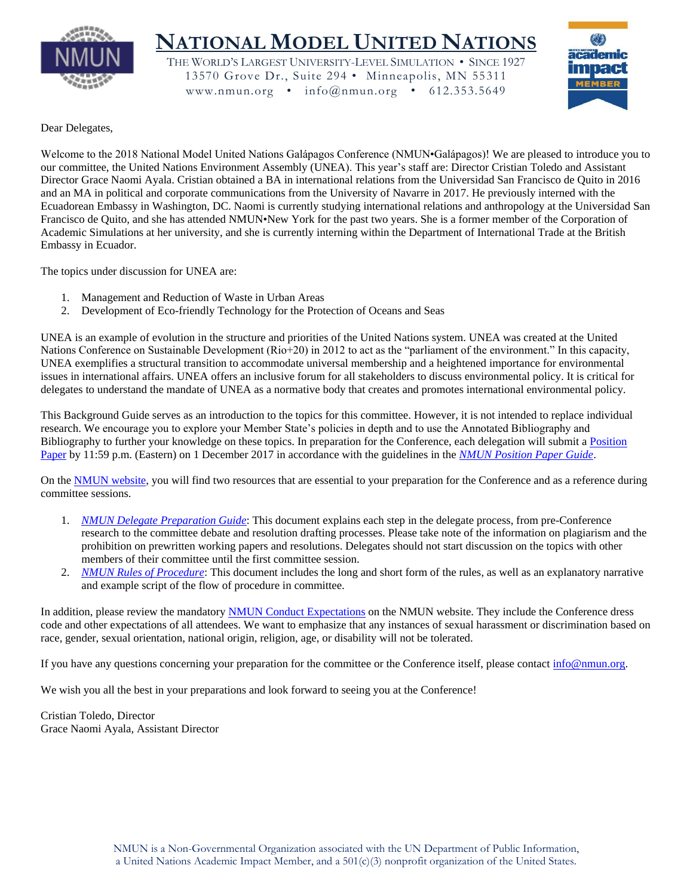# NATIONAL MODEL UNITED NATIONS

THE WORLD'S LARGEST UNIVERSITY-LEVEL SIMULATION • SINCE 1927
13570 Grove Dr., Suite 294 • Minneapolis, MN 55311
www.nmun.org • info@nmun.org • 612.353.5649

Dear Delegates,

Welcome to the 2018 National Model United Nations Galápagos Conference (NMUN•Galápagos)! We are pleased to introduce you to our committee, the United Nations Environment Assembly (UNEA). This year's staff are: Director Cristian Toledo and Assistant Director Grace Naomi Ayala. Cristian obtained a BA in international relations from the Universidad San Francisco de Quito in 2016 and an MA in political and corporate communications from the University of Navarre in 2017. He previously interned with the Ecuadorean Embassy in Washington, DC. Naomi is currently studying international relations and anthropology at the Universidad San Francisco de Quito, and she has attended NMUN•New York for the past two years. She is a former member of the Corporation of Academic Simulations at her university, and she is currently interning within the Department of International Trade at the British Embassy in Ecuador.

The topics under discussion for UNEA are:

1. Management and Reduction of Waste in Urban Areas
2. Development of Eco-friendly Technology for the Protection of Oceans and Seas

UNEA is an example of evolution in the structure and priorities of the United Nations system. UNEA was created at the United Nations Conference on Sustainable Development (Rio+20) in 2012 to act as the "parliament of the environment." In this capacity, UNEA exemplifies a structural transition to accommodate universal membership and a heightened importance for environmental issues in international affairs. UNEA offers an inclusive forum for all stakeholders to discuss environmental policy. It is critical for delegates to understand the mandate of UNEA as a normative body that creates and promotes international environmental policy.

This Background Guide serves as an introduction to the topics for this committee. However, it is not intended to replace individual research. We encourage you to explore your Member State's policies in depth and to use the Annotated Bibliography and Bibliography to further your knowledge on these topics. In preparation for the Conference, each delegation will submit a Position Paper by 11:59 p.m. (Eastern) on 1 December 2017 in accordance with the guidelines in the *NMUN Position Paper Guide*.

On the NMUN website, you will find two resources that are essential to your preparation for the Conference and as a reference during committee sessions.

1. *NMUN Delegate Preparation Guide*: This document explains each step in the delegate process, from pre-Conference research to the committee debate and resolution drafting processes. Please take note of the information on plagiarism and the prohibition on prewritten working papers and resolutions. Delegates should not start discussion on the topics with other members of their committee until the first committee session.
2. *NMUN Rules of Procedure*: This document includes the long and short form of the rules, as well as an explanatory narrative and example script of the flow of procedure in committee.

In addition, please review the mandatory NMUN Conduct Expectations on the NMUN website. They include the Conference dress code and other expectations of all attendees. We want to emphasize that any instances of sexual harassment or discrimination based on race, gender, sexual orientation, national origin, religion, age, or disability will not be tolerated.

If you have any questions concerning your preparation for the committee or the Conference itself, please contact info@nmun.org.

We wish you all the best in your preparations and look forward to seeing you at the Conference!

Cristian Toledo, Director
Grace Naomi Ayala, Assistant Director

NMUN is a Non-Governmental Organization associated with the UN Department of Public Information, a United Nations Academic Impact Member, and a 501(c)(3) nonprofit organization of the United States.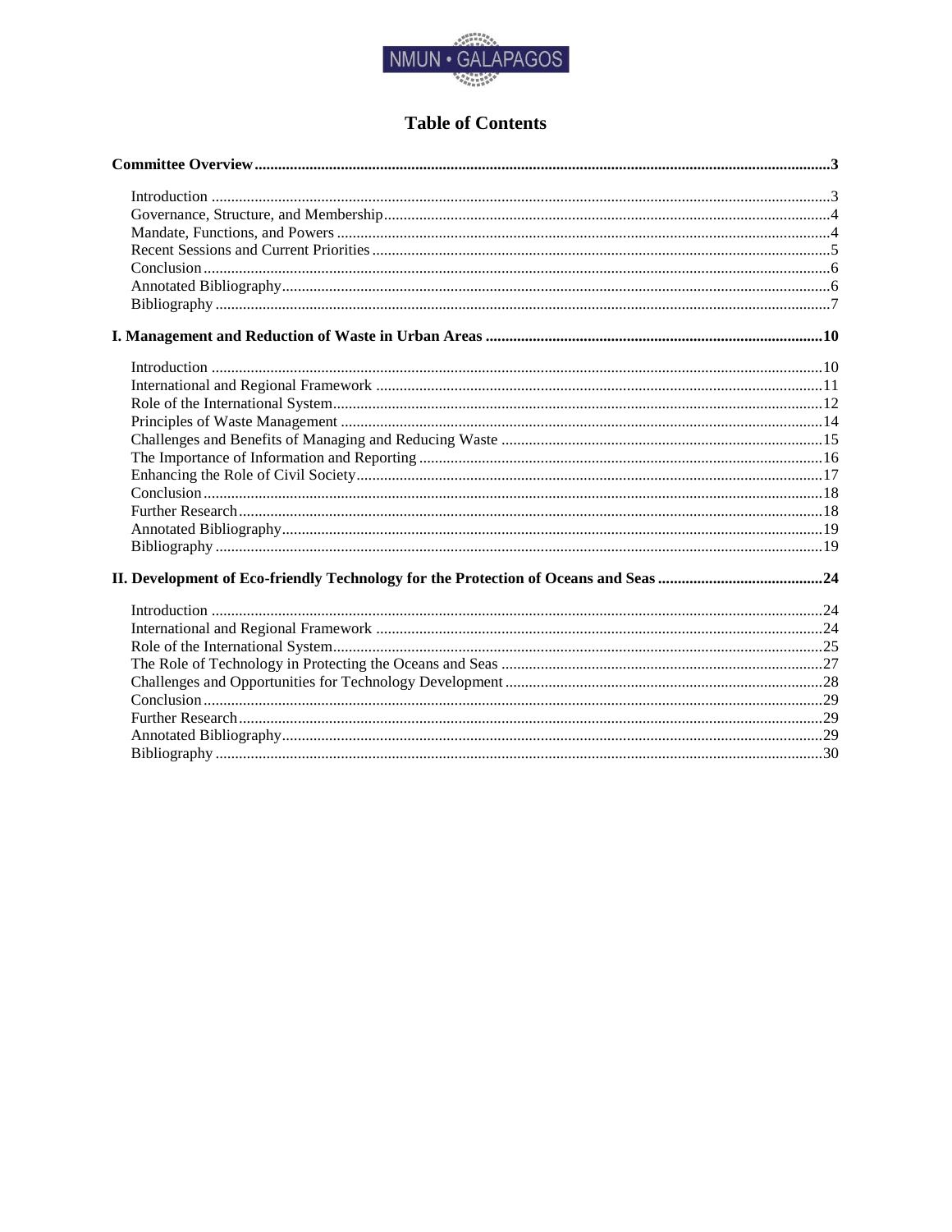# Table of Contents

**Committee Overview** .......... **3**

- Introduction .......... 3
- Governance, Structure, and Membership .......... 4
- Mandate, Functions, and Powers .......... 4
- Recent Sessions and Current Priorities .......... 5
- Conclusion .......... 6
- Annotated Bibliography .......... 6
- Bibliography .......... 7

**I. Management and Reduction of Waste in Urban Areas** .......... **10**

- Introduction .......... 10
- International and Regional Framework .......... 11
- Role of the International System .......... 12
- Principles of Waste Management .......... 14
- Challenges and Benefits of Managing and Reducing Waste .......... 15
- The Importance of Information and Reporting .......... 16
- Enhancing the Role of Civil Society .......... 17
- Conclusion .......... 18
- Further Research .......... 18
- Annotated Bibliography .......... 19
- Bibliography .......... 19

**II. Development of Eco-friendly Technology for the Protection of Oceans and Seas** .......... **24**

- Introduction .......... 24
- International and Regional Framework .......... 24
- Role of the International System .......... 25
- The Role of Technology in Protecting the Oceans and Seas .......... 27
- Challenges and Opportunities for Technology Development .......... 28
- Conclusion .......... 29
- Further Research .......... 29
- Annotated Bibliography .......... 29
- Bibliography .......... 30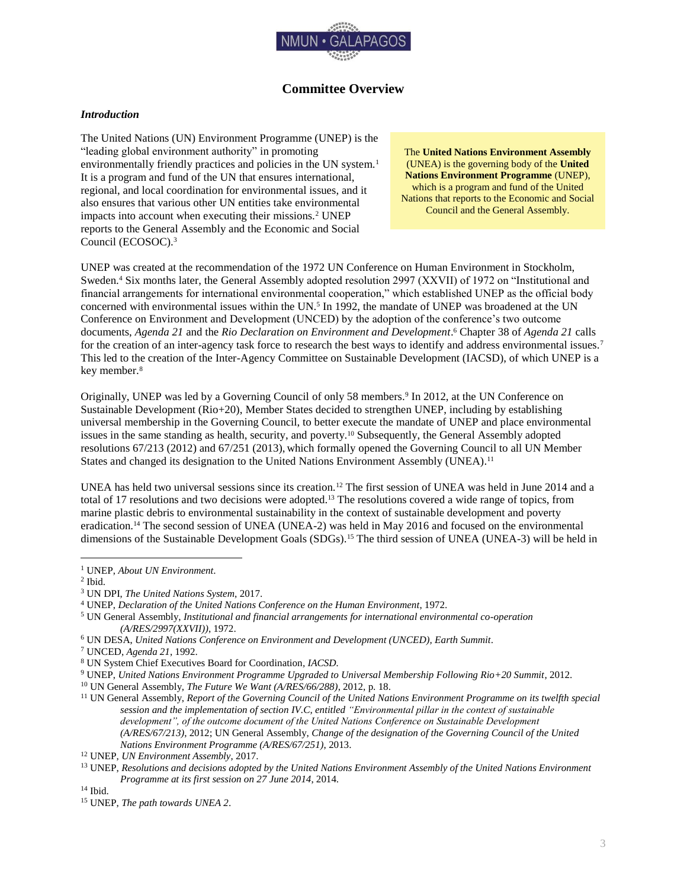## Committee Overview

### *Introduction*

The United Nations (UN) Environment Programme (UNEP) is the "leading global environment authority" in promoting environmentally friendly practices and policies in the UN system.[1] It is a program and fund of the UN that ensures international, regional, and local coordination for environmental issues, and it also ensures that various other UN entities take environmental impacts into account when executing their missions.[2] UNEP reports to the General Assembly and the Economic and Social Council (ECOSOC).[3]

> The **United Nations Environment Assembly** (UNEA) is the governing body of the **United Nations Environment Programme** (UNEP), which is a program and fund of the United Nations that reports to the Economic and Social Council and the General Assembly.

UNEP was created at the recommendation of the 1972 UN Conference on Human Environment in Stockholm, Sweden.[4] Six months later, the General Assembly adopted resolution 2997 (XXVII) of 1972 on "Institutional and financial arrangements for international environmental cooperation," which established UNEP as the official body concerned with environmental issues within the UN.[5] In 1992, the mandate of UNEP was broadened at the UN Conference on Environment and Development (UNCED) by the adoption of the conference's two outcome documents, *Agenda 21* and the *Rio Declaration on Environment and Development*.[6] Chapter 38 of *Agenda 21* calls for the creation of an inter-agency task force to research the best ways to identify and address environmental issues.[7] This led to the creation of the Inter-Agency Committee on Sustainable Development (IACSD), of which UNEP is a key member.[8]

Originally, UNEP was led by a Governing Council of only 58 members.[9] In 2012, at the UN Conference on Sustainable Development (Rio+20), Member States decided to strengthen UNEP, including by establishing universal membership in the Governing Council, to better execute the mandate of UNEP and place environmental issues in the same standing as health, security, and poverty.[10] Subsequently, the General Assembly adopted resolutions 67/213 (2012) and 67/251 (2013), which formally opened the Governing Council to all UN Member States and changed its designation to the United Nations Environment Assembly (UNEA).[11]

UNEA has held two universal sessions since its creation.[12] The first session of UNEA was held in June 2014 and a total of 17 resolutions and two decisions were adopted.[13] The resolutions covered a wide range of topics, from marine plastic debris to environmental sustainability in the context of sustainable development and poverty eradication.[14] The second session of UNEA (UNEA-2) was held in May 2016 and focused on the environmental dimensions of the Sustainable Development Goals (SDGs).[15] The third session of UNEA (UNEA-3) will be held in

---

[1] UNEP, *About UN Environment*.
[2] Ibid.
[3] UN DPI, *The United Nations System*, 2017.
[4] UNEP, *Declaration of the United Nations Conference on the Human Environment*, 1972.
[5] UN General Assembly, *Institutional and financial arrangements for international environmental co-operation (A/RES/2997(XXVII))*, 1972.
[6] UN DESA, *United Nations Conference on Environment and Development (UNCED), Earth Summit*.
[7] UNCED, *Agenda 21*, 1992.
[8] UN System Chief Executives Board for Coordination, *IACSD*.
[9] UNEP, *United Nations Environment Programme Upgraded to Universal Membership Following Rio+20 Summit*, 2012.
[10] UN General Assembly, *The Future We Want (A/RES/66/288)*, 2012, p. 18.
[11] UN General Assembly, *Report of the Governing Council of the United Nations Environment Programme on its twelfth special session and the implementation of section IV.C, entitled "Environmental pillar in the context of sustainable development", of the outcome document of the United Nations Conference on Sustainable Development (A/RES/67/213)*, 2012; UN General Assembly, *Change of the designation of the Governing Council of the United Nations Environment Programme (A/RES/67/251)*, 2013.
[12] UNEP, *UN Environment Assembly*, 2017.
[13] UNEP, *Resolutions and decisions adopted by the United Nations Environment Assembly of the United Nations Environment Programme at its first session on 27 June 2014*, 2014.
[14] Ibid.
[15] UNEP, *The path towards UNEA 2*.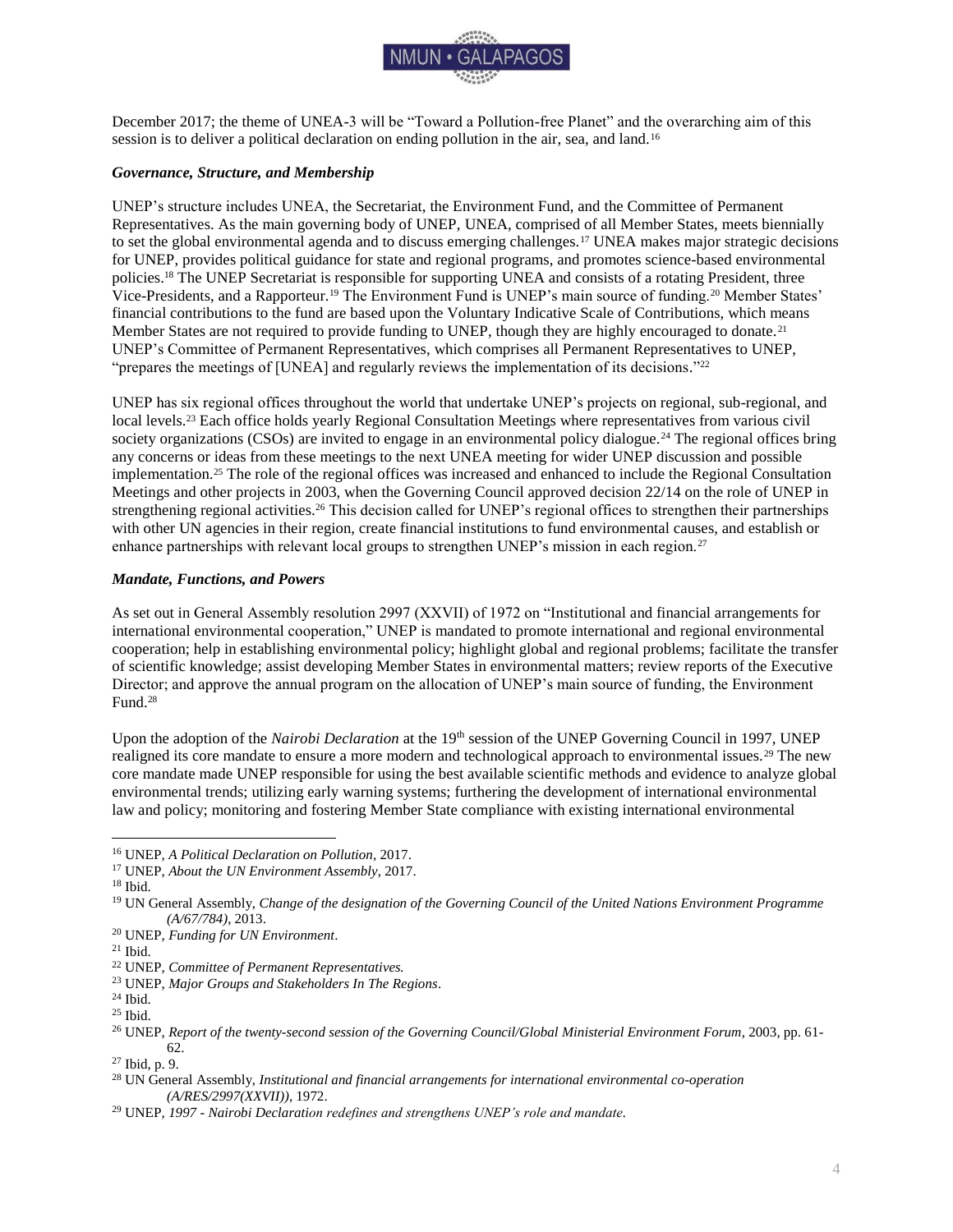December 2017; the theme of UNEA-3 will be "Toward a Pollution-free Planet" and the overarching aim of this session is to deliver a political declaration on ending pollution in the air, sea, and land.[16]

### *Governance, Structure, and Membership*

UNEP's structure includes UNEA, the Secretariat, the Environment Fund, and the Committee of Permanent Representatives. As the main governing body of UNEP, UNEA, comprised of all Member States, meets biennially to set the global environmental agenda and to discuss emerging challenges.[17] UNEA makes major strategic decisions for UNEP, provides political guidance for state and regional programs, and promotes science-based environmental policies.[18] The UNEP Secretariat is responsible for supporting UNEA and consists of a rotating President, three Vice-Presidents, and a Rapporteur.[19] The Environment Fund is UNEP's main source of funding.[20] Member States' financial contributions to the fund are based upon the Voluntary Indicative Scale of Contributions, which means Member States are not required to provide funding to UNEP, though they are highly encouraged to donate.[21] UNEP's Committee of Permanent Representatives, which comprises all Permanent Representatives to UNEP, "prepares the meetings of [UNEA] and regularly reviews the implementation of its decisions."[22]

UNEP has six regional offices throughout the world that undertake UNEP's projects on regional, sub-regional, and local levels.[23] Each office holds yearly Regional Consultation Meetings where representatives from various civil society organizations (CSOs) are invited to engage in an environmental policy dialogue.[24] The regional offices bring any concerns or ideas from these meetings to the next UNEA meeting for wider UNEP discussion and possible implementation.[25] The role of the regional offices was increased and enhanced to include the Regional Consultation Meetings and other projects in 2003, when the Governing Council approved decision 22/14 on the role of UNEP in strengthening regional activities.[26] This decision called for UNEP's regional offices to strengthen their partnerships with other UN agencies in their region, create financial institutions to fund environmental causes, and establish or enhance partnerships with relevant local groups to strengthen UNEP's mission in each region.[27]

### *Mandate, Functions, and Powers*

As set out in General Assembly resolution 2997 (XXVII) of 1972 on "Institutional and financial arrangements for international environmental cooperation," UNEP is mandated to promote international and regional environmental cooperation; help in establishing environmental policy; highlight global and regional problems; facilitate the transfer of scientific knowledge; assist developing Member States in environmental matters; review reports of the Executive Director; and approve the annual program on the allocation of UNEP's main source of funding, the Environment Fund.[28]

Upon the adoption of the *Nairobi Declaration* at the 19th session of the UNEP Governing Council in 1997, UNEP realigned its core mandate to ensure a more modern and technological approach to environmental issues.[29] The new core mandate made UNEP responsible for using the best available scientific methods and evidence to analyze global environmental trends; utilizing early warning systems; furthering the development of international environmental law and policy; monitoring and fostering Member State compliance with existing international environmental

---

[16] UNEP, *A Political Declaration on Pollution*, 2017.
[17] UNEP, *About the UN Environment Assembly*, 2017.
[18] Ibid.
[19] UN General Assembly, *Change of the designation of the Governing Council of the United Nations Environment Programme (A/67/784)*, 2013.
[20] UNEP, *Funding for UN Environment*.
[21] Ibid.
[22] UNEP, *Committee of Permanent Representatives.*
[23] UNEP, *Major Groups and Stakeholders In The Regions*.
[24] Ibid.
[25] Ibid.
[26] UNEP, *Report of the twenty-second session of the Governing Council/Global Ministerial Environment Forum*, 2003, pp. 61-62.
[27] Ibid, p. 9.
[28] UN General Assembly, *Institutional and financial arrangements for international environmental co-operation (A/RES/2997(XXVII))*, 1972.
[29] UNEP, *1997 - Nairobi Declaration redefines and strengthens UNEP's role and mandate*.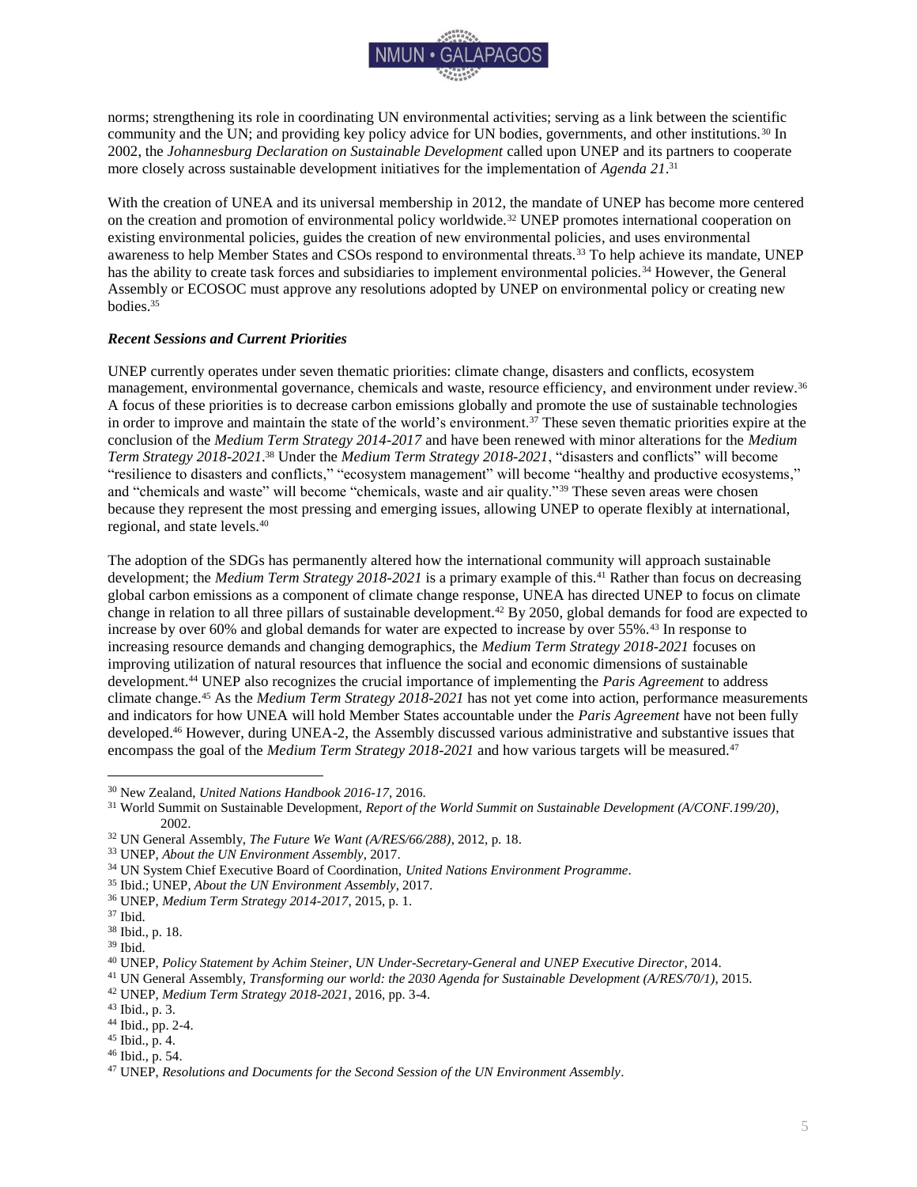norms; strengthening its role in coordinating UN environmental activities; serving as a link between the scientific community and the UN; and providing key policy advice for UN bodies, governments, and other institutions.[30] In 2002, the *Johannesburg Declaration on Sustainable Development* called upon UNEP and its partners to cooperate more closely across sustainable development initiatives for the implementation of *Agenda 21*.[31]

With the creation of UNEA and its universal membership in 2012, the mandate of UNEP has become more centered on the creation and promotion of environmental policy worldwide.[32] UNEP promotes international cooperation on existing environmental policies, guides the creation of new environmental policies, and uses environmental awareness to help Member States and CSOs respond to environmental threats.[33] To help achieve its mandate, UNEP has the ability to create task forces and subsidiaries to implement environmental policies.[34] However, the General Assembly or ECOSOC must approve any resolutions adopted by UNEP on environmental policy or creating new bodies.[35]

### *Recent Sessions and Current Priorities*

UNEP currently operates under seven thematic priorities: climate change, disasters and conflicts, ecosystem management, environmental governance, chemicals and waste, resource efficiency, and environment under review.[36] A focus of these priorities is to decrease carbon emissions globally and promote the use of sustainable technologies in order to improve and maintain the state of the world's environment.[37] These seven thematic priorities expire at the conclusion of the *Medium Term Strategy 2014-2017* and have been renewed with minor alterations for the *Medium Term Strategy 2018-2021*.[38] Under the *Medium Term Strategy 2018-2021*, "disasters and conflicts" will become "resilience to disasters and conflicts," "ecosystem management" will become "healthy and productive ecosystems," and "chemicals and waste" will become "chemicals, waste and air quality."[39] These seven areas were chosen because they represent the most pressing and emerging issues, allowing UNEP to operate flexibly at international, regional, and state levels.[40]

The adoption of the SDGs has permanently altered how the international community will approach sustainable development; the *Medium Term Strategy 2018-2021* is a primary example of this.[41] Rather than focus on decreasing global carbon emissions as a component of climate change response, UNEA has directed UNEP to focus on climate change in relation to all three pillars of sustainable development.[42] By 2050, global demands for food are expected to increase by over 60% and global demands for water are expected to increase by over 55%.[43] In response to increasing resource demands and changing demographics, the *Medium Term Strategy 2018-2021* focuses on improving utilization of natural resources that influence the social and economic dimensions of sustainable development.[44] UNEP also recognizes the crucial importance of implementing the *Paris Agreement* to address climate change.[45] As the *Medium Term Strategy 2018-2021* has not yet come into action, performance measurements and indicators for how UNEA will hold Member States accountable under the *Paris Agreement* have not been fully developed.[46] However, during UNEA-2, the Assembly discussed various administrative and substantive issues that encompass the goal of the *Medium Term Strategy 2018-2021* and how various targets will be measured.[47]

---

[30] New Zealand, *United Nations Handbook 2016-17*, 2016.

[31] World Summit on Sustainable Development, *Report of the World Summit on Sustainable Development (A/CONF.199/20)*, 2002.

[32] UN General Assembly, *The Future We Want (A/RES/66/288)*, 2012, p. 18.

[33] UNEP, *About the UN Environment Assembly*, 2017.

[34] UN System Chief Executive Board of Coordination, *United Nations Environment Programme*.

[35] Ibid.; UNEP, *About the UN Environment Assembly*, 2017.

[36] UNEP, *Medium Term Strategy 2014-2017*, 2015, p. 1.

[37] Ibid.

[38] Ibid., p. 18.

[39] Ibid.

[40] UNEP, *Policy Statement by Achim Steiner, UN Under-Secretary-General and UNEP Executive Director*, 2014.

[41] UN General Assembly, *Transforming our world: the 2030 Agenda for Sustainable Development (A/RES/70/1)*, 2015.

[42] UNEP, *Medium Term Strategy 2018-2021*, 2016, pp. 3-4.

[43] Ibid., p. 3.

[44] Ibid., pp. 2-4.

[45] Ibid., p. 4.

[46] Ibid., p. 54.

[47] UNEP, *Resolutions and Documents for the Second Session of the UN Environment Assembly*.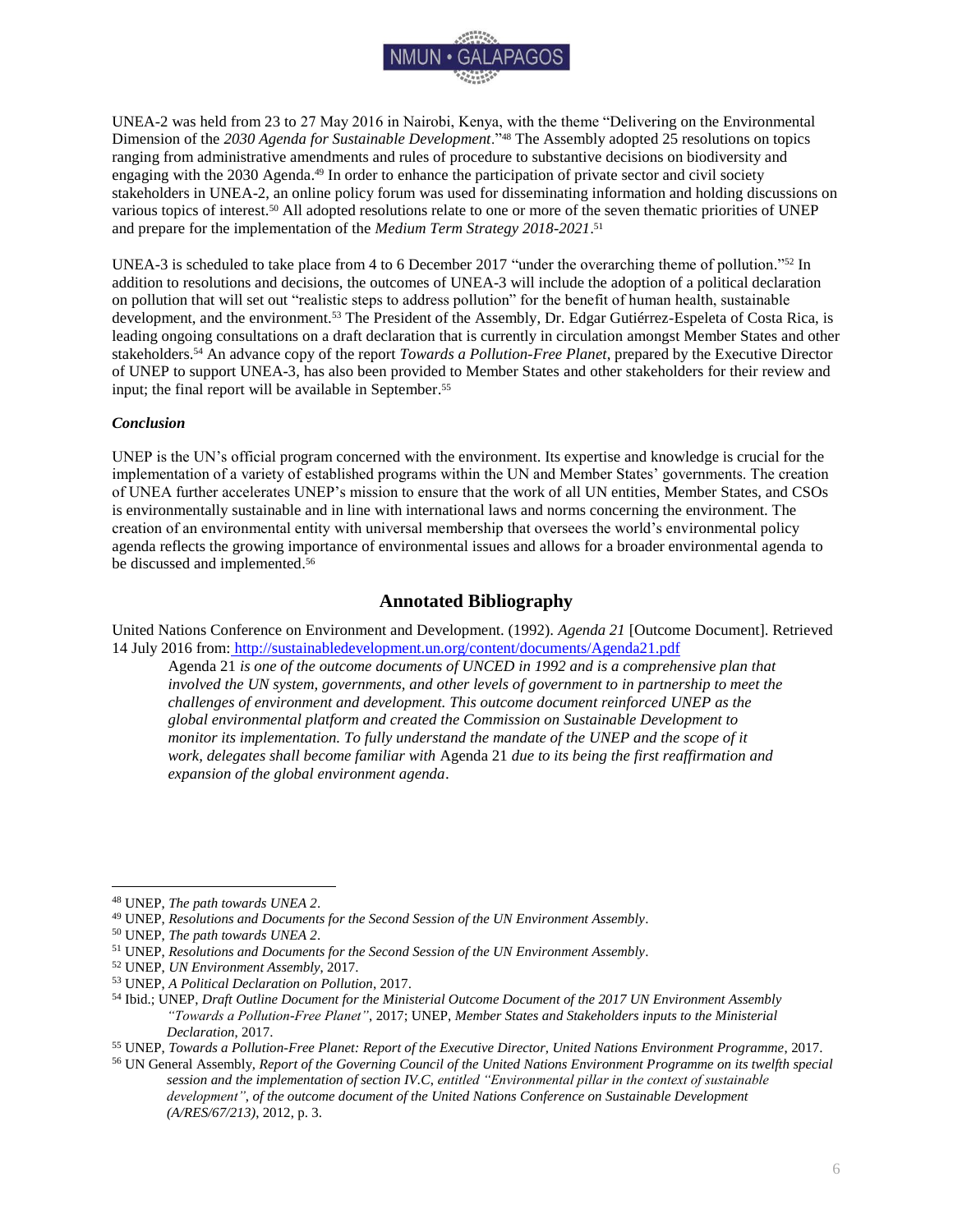UNEA-2 was held from 23 to 27 May 2016 in Nairobi, Kenya, with the theme "Delivering on the Environmental Dimension of the *2030 Agenda for Sustainable Development*."[48] The Assembly adopted 25 resolutions on topics ranging from administrative amendments and rules of procedure to substantive decisions on biodiversity and engaging with the 2030 Agenda.[49] In order to enhance the participation of private sector and civil society stakeholders in UNEA-2, an online policy forum was used for disseminating information and holding discussions on various topics of interest.[50] All adopted resolutions relate to one or more of the seven thematic priorities of UNEP and prepare for the implementation of the *Medium Term Strategy 2018-2021*.[51]

UNEA-3 is scheduled to take place from 4 to 6 December 2017 "under the overarching theme of pollution."[52] In addition to resolutions and decisions, the outcomes of UNEA-3 will include the adoption of a political declaration on pollution that will set out "realistic steps to address pollution" for the benefit of human health, sustainable development, and the environment.[53] The President of the Assembly, Dr. Edgar Gutiérrez-Espeleta of Costa Rica, is leading ongoing consultations on a draft declaration that is currently in circulation amongst Member States and other stakeholders.[54] An advance copy of the report *Towards a Pollution-Free Planet*, prepared by the Executive Director of UNEP to support UNEA-3, has also been provided to Member States and other stakeholders for their review and input; the final report will be available in September.[55]

### *Conclusion*

UNEP is the UN's official program concerned with the environment. Its expertise and knowledge is crucial for the implementation of a variety of established programs within the UN and Member States' governments. The creation of UNEA further accelerates UNEP's mission to ensure that the work of all UN entities, Member States, and CSOs is environmentally sustainable and in line with international laws and norms concerning the environment. The creation of an environmental entity with universal membership that oversees the world's environmental policy agenda reflects the growing importance of environmental issues and allows for a broader environmental agenda to be discussed and implemented.[56]

## Annotated Bibliography

United Nations Conference on Environment and Development. (1992). *Agenda 21* [Outcome Document]. Retrieved 14 July 2016 from: http://sustainabledevelopment.un.org/content/documents/Agenda21.pdf

> Agenda 21 *is one of the outcome documents of UNCED in 1992 and is a comprehensive plan that involved the UN system, governments, and other levels of government to in partnership to meet the challenges of environment and development. This outcome document reinforced UNEP as the global environmental platform and created the Commission on Sustainable Development to monitor its implementation. To fully understand the mandate of the UNEP and the scope of it work, delegates shall become familiar with* Agenda 21 *due to its being the first reaffirmation and expansion of the global environment agenda*.

---

[48] UNEP, *The path towards UNEA 2*.

[49] UNEP, *Resolutions and Documents for the Second Session of the UN Environment Assembly*.

[50] UNEP, *The path towards UNEA 2*.

[51] UNEP, *Resolutions and Documents for the Second Session of the UN Environment Assembly*.

[52] UNEP, *UN Environment Assembly*, 2017.

[53] UNEP, *A Political Declaration on Pollution*, 2017.

[54] Ibid.; UNEP, *Draft Outline Document for the Ministerial Outcome Document of the 2017 UN Environment Assembly "Towards a Pollution-Free Planet"*, 2017; UNEP, *Member States and Stakeholders inputs to the Ministerial Declaration*, 2017.

[55] UNEP, *Towards a Pollution-Free Planet: Report of the Executive Director, United Nations Environment Programme*, 2017.

[56] UN General Assembly, *Report of the Governing Council of the United Nations Environment Programme on its twelfth special session and the implementation of section IV.C, entitled "Environmental pillar in the context of sustainable development", of the outcome document of the United Nations Conference on Sustainable Development (A/RES/67/213)*, 2012, p. 3.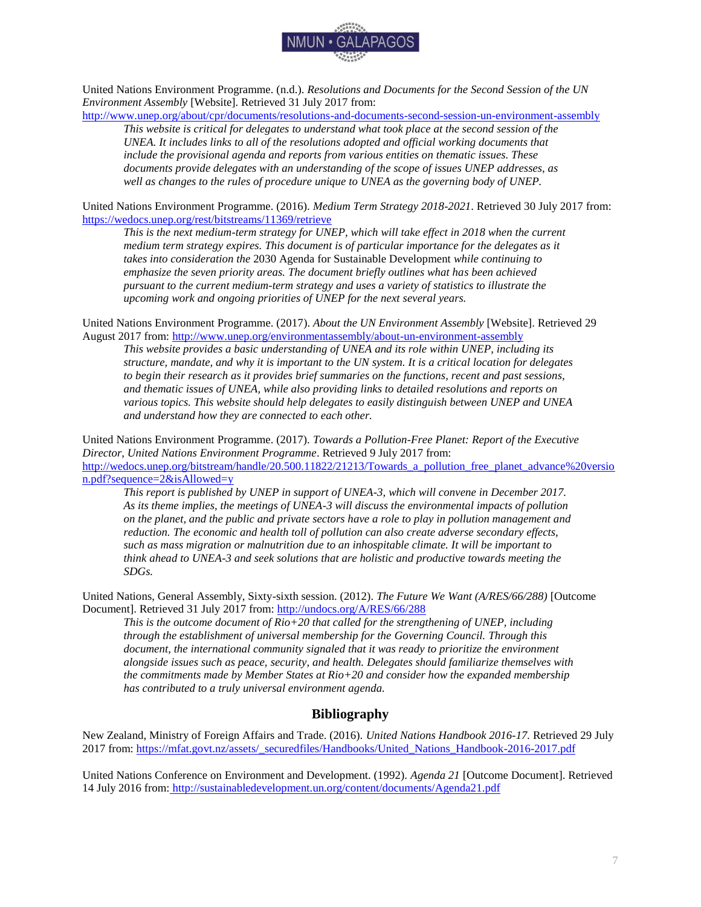United Nations Environment Programme. (n.d.). *Resolutions and Documents for the Second Session of the UN Environment Assembly* [Website]. Retrieved 31 July 2017 from: http://www.unep.org/about/cpr/documents/resolutions-and-documents-second-session-un-environment-assembly

> *This website is critical for delegates to understand what took place at the second session of the UNEA. It includes links to all of the resolutions adopted and official working documents that include the provisional agenda and reports from various entities on thematic issues. These documents provide delegates with an understanding of the scope of issues UNEP addresses, as well as changes to the rules of procedure unique to UNEA as the governing body of UNEP.*

United Nations Environment Programme. (2016). *Medium Term Strategy 2018-2021*. Retrieved 30 July 2017 from: https://wedocs.unep.org/rest/bitstreams/11369/retrieve

> *This is the next medium-term strategy for UNEP, which will take effect in 2018 when the current medium term strategy expires. This document is of particular importance for the delegates as it takes into consideration the* 2030 Agenda for Sustainable Development *while continuing to emphasize the seven priority areas. The document briefly outlines what has been achieved pursuant to the current medium-term strategy and uses a variety of statistics to illustrate the upcoming work and ongoing priorities of UNEP for the next several years.*

United Nations Environment Programme. (2017). *About the UN Environment Assembly* [Website]. Retrieved 29 August 2017 from: http://www.unep.org/environmentassembly/about-un-environment-assembly

> *This website provides a basic understanding of UNEA and its role within UNEP, including its structure, mandate, and why it is important to the UN system. It is a critical location for delegates to begin their research as it provides brief summaries on the functions, recent and past sessions, and thematic issues of UNEA, while also providing links to detailed resolutions and reports on various topics. This website should help delegates to easily distinguish between UNEP and UNEA and understand how they are connected to each other.*

United Nations Environment Programme. (2017). *Towards a Pollution-Free Planet: Report of the Executive Director, United Nations Environment Programme*. Retrieved 9 July 2017 from: http://wedocs.unep.org/bitstream/handle/20.500.11822/21213/Towards_a_pollution_free_planet_advance%20version.pdf?sequence=2&isAllowed=y

> *This report is published by UNEP in support of UNEA-3, which will convene in December 2017. As its theme implies, the meetings of UNEA-3 will discuss the environmental impacts of pollution on the planet, and the public and private sectors have a role to play in pollution management and reduction. The economic and health toll of pollution can also create adverse secondary effects, such as mass migration or malnutrition due to an inhospitable climate. It will be important to think ahead to UNEA-3 and seek solutions that are holistic and productive towards meeting the SDGs.*

United Nations, General Assembly, Sixty-sixth session. (2012). *The Future We Want (A/RES/66/288)* [Outcome Document]. Retrieved 31 July 2017 from: http://undocs.org/A/RES/66/288

> *This is the outcome document of Rio+20 that called for the strengthening of UNEP, including through the establishment of universal membership for the Governing Council. Through this document, the international community signaled that it was ready to prioritize the environment alongside issues such as peace, security, and health. Delegates should familiarize themselves with the commitments made by Member States at Rio+20 and consider how the expanded membership has contributed to a truly universal environment agenda.*

## Bibliography

New Zealand, Ministry of Foreign Affairs and Trade. (2016). *United Nations Handbook 2016-17.* Retrieved 29 July 2017 from: https://mfat.govt.nz/assets/_securedfiles/Handbooks/United_Nations_Handbook-2016-2017.pdf

United Nations Conference on Environment and Development. (1992). *Agenda 21* [Outcome Document]. Retrieved 14 July 2016 from: http://sustainabledevelopment.un.org/content/documents/Agenda21.pdf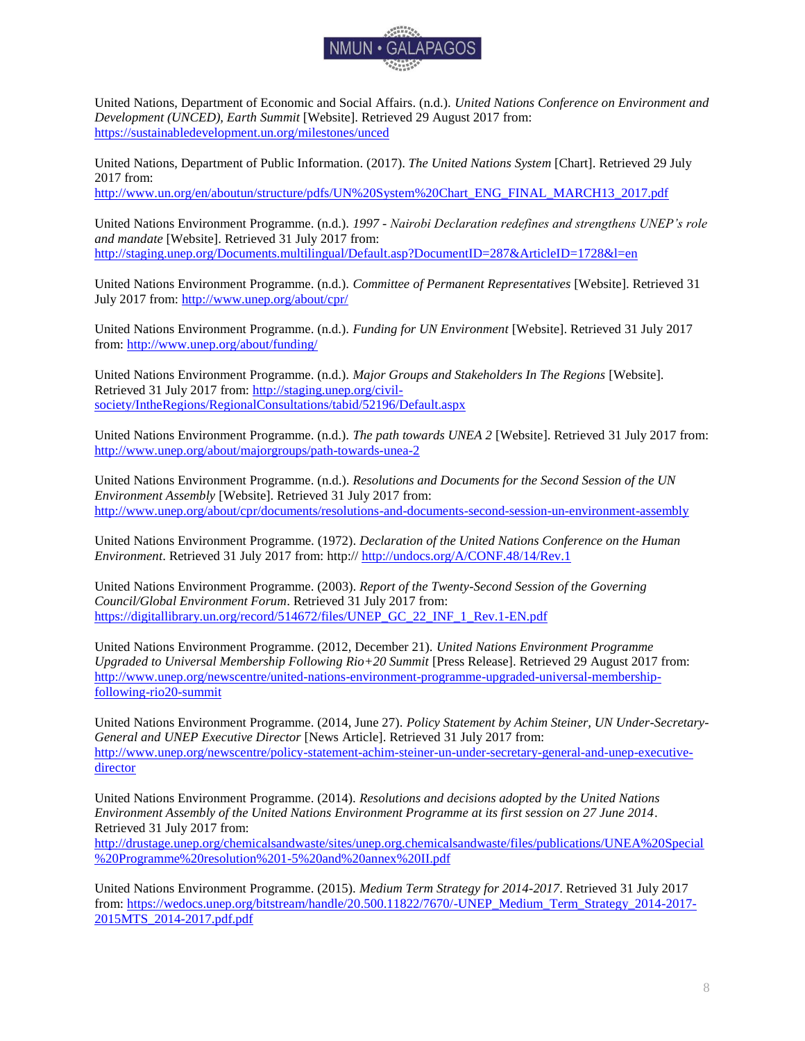United Nations, Department of Economic and Social Affairs. (n.d.). *United Nations Conference on Environment and Development (UNCED), Earth Summit* [Website]. Retrieved 29 August 2017 from: https://sustainabledevelopment.un.org/milestones/unced

United Nations, Department of Public Information. (2017). *The United Nations System* [Chart]. Retrieved 29 July 2017 from: http://www.un.org/en/aboutun/structure/pdfs/UN%20System%20Chart_ENG_FINAL_MARCH13_2017.pdf

United Nations Environment Programme. (n.d.). *1997 - Nairobi Declaration redefines and strengthens UNEP's role and mandate* [Website]. Retrieved 31 July 2017 from: http://staging.unep.org/Documents.multilingual/Default.asp?DocumentID=287&ArticleID=1728&l=en

United Nations Environment Programme. (n.d.). *Committee of Permanent Representatives* [Website]. Retrieved 31 July 2017 from: http://www.unep.org/about/cpr/

United Nations Environment Programme. (n.d.). *Funding for UN Environment* [Website]. Retrieved 31 July 2017 from: http://www.unep.org/about/funding/

United Nations Environment Programme. (n.d.). *Major Groups and Stakeholders In The Regions* [Website]. Retrieved 31 July 2017 from: http://staging.unep.org/civil-society/IntheRegions/RegionalConsultations/tabid/52196/Default.aspx

United Nations Environment Programme. (n.d.). *The path towards UNEA 2* [Website]. Retrieved 31 July 2017 from: http://www.unep.org/about/majorgroups/path-towards-unea-2

United Nations Environment Programme. (n.d.). *Resolutions and Documents for the Second Session of the UN Environment Assembly* [Website]. Retrieved 31 July 2017 from: http://www.unep.org/about/cpr/documents/resolutions-and-documents-second-session-un-environment-assembly

United Nations Environment Programme. (1972). *Declaration of the United Nations Conference on the Human Environment*. Retrieved 31 July 2017 from: http:// http://undocs.org/A/CONF.48/14/Rev.1

United Nations Environment Programme. (2003). *Report of the Twenty-Second Session of the Governing Council/Global Environment Forum*. Retrieved 31 July 2017 from: https://digitallibrary.un.org/record/514672/files/UNEP_GC_22_INF_1_Rev.1-EN.pdf

United Nations Environment Programme. (2012, December 21). *United Nations Environment Programme Upgraded to Universal Membership Following Rio+20 Summit* [Press Release]. Retrieved 29 August 2017 from: http://www.unep.org/newscentre/united-nations-environment-programme-upgraded-universal-membership-following-rio20-summit

United Nations Environment Programme. (2014, June 27). *Policy Statement by Achim Steiner, UN Under-Secretary-General and UNEP Executive Director* [News Article]. Retrieved 31 July 2017 from: http://www.unep.org/newscentre/policy-statement-achim-steiner-un-under-secretary-general-and-unep-executive-director

United Nations Environment Programme. (2014). *Resolutions and decisions adopted by the United Nations Environment Assembly of the United Nations Environment Programme at its first session on 27 June 2014*. Retrieved 31 July 2017 from: http://drustage.unep.org/chemicalsandwaste/sites/unep.org.chemicalsandwaste/files/publications/UNEA%20Special%20Programme%20resolution%201-5%20and%20annex%20II.pdf

United Nations Environment Programme. (2015). *Medium Term Strategy for 2014-2017*. Retrieved 31 July 2017 from: https://wedocs.unep.org/bitstream/handle/20.500.11822/7670/-UNEP_Medium_Term_Strategy_2014-2017-2015MTS_2014-2017.pdf.pdf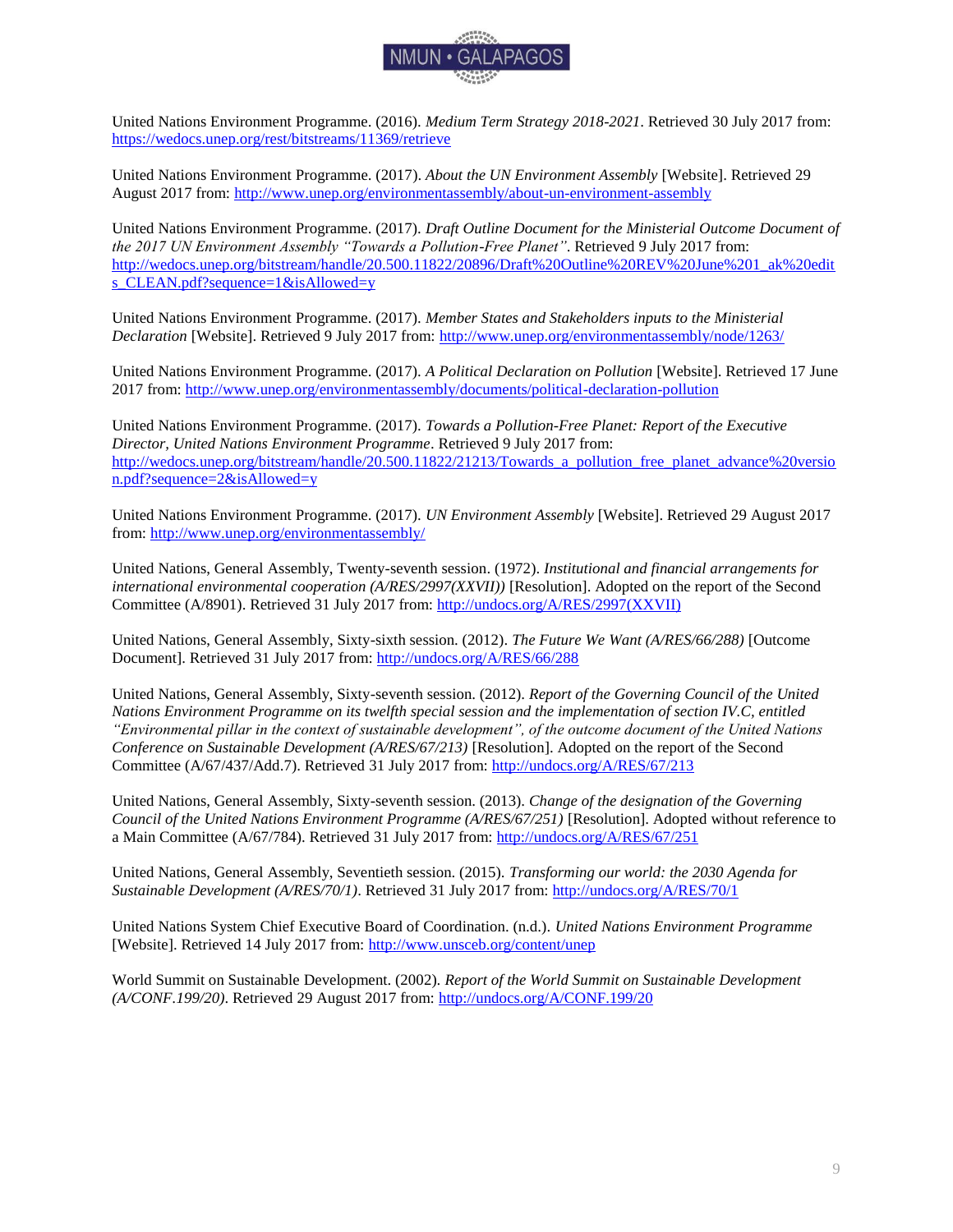United Nations Environment Programme. (2016). *Medium Term Strategy 2018-2021*. Retrieved 30 July 2017 from: https://wedocs.unep.org/rest/bitstreams/11369/retrieve

United Nations Environment Programme. (2017). *About the UN Environment Assembly* [Website]. Retrieved 29 August 2017 from: http://www.unep.org/environmentassembly/about-un-environment-assembly

United Nations Environment Programme. (2017). *Draft Outline Document for the Ministerial Outcome Document of the 2017 UN Environment Assembly "Towards a Pollution-Free Planet"*. Retrieved 9 July 2017 from: http://wedocs.unep.org/bitstream/handle/20.500.11822/20896/Draft%20Outline%20REV%20June%201_ak%20edits_CLEAN.pdf?sequence=1&isAllowed=y

United Nations Environment Programme. (2017). *Member States and Stakeholders inputs to the Ministerial Declaration* [Website]. Retrieved 9 July 2017 from: http://www.unep.org/environmentassembly/node/1263/

United Nations Environment Programme. (2017). *A Political Declaration on Pollution* [Website]. Retrieved 17 June 2017 from: http://www.unep.org/environmentassembly/documents/political-declaration-pollution

United Nations Environment Programme. (2017). *Towards a Pollution-Free Planet: Report of the Executive Director, United Nations Environment Programme*. Retrieved 9 July 2017 from: http://wedocs.unep.org/bitstream/handle/20.500.11822/21213/Towards_a_pollution_free_planet_advance%20version.pdf?sequence=2&isAllowed=y

United Nations Environment Programme. (2017). *UN Environment Assembly* [Website]. Retrieved 29 August 2017 from: http://www.unep.org/environmentassembly/

United Nations, General Assembly, Twenty-seventh session. (1972). *Institutional and financial arrangements for international environmental cooperation (A/RES/2997(XXVII))* [Resolution]. Adopted on the report of the Second Committee (A/8901). Retrieved 31 July 2017 from: http://undocs.org/A/RES/2997(XXVII)

United Nations, General Assembly, Sixty-sixth session. (2012). *The Future We Want (A/RES/66/288)* [Outcome Document]. Retrieved 31 July 2017 from: http://undocs.org/A/RES/66/288

United Nations, General Assembly, Sixty-seventh session. (2012). *Report of the Governing Council of the United Nations Environment Programme on its twelfth special session and the implementation of section IV.C, entitled "Environmental pillar in the context of sustainable development", of the outcome document of the United Nations Conference on Sustainable Development (A/RES/67/213)* [Resolution]. Adopted on the report of the Second Committee (A/67/437/Add.7). Retrieved 31 July 2017 from: http://undocs.org/A/RES/67/213

United Nations, General Assembly, Sixty-seventh session. (2013). *Change of the designation of the Governing Council of the United Nations Environment Programme (A/RES/67/251)* [Resolution]. Adopted without reference to a Main Committee (A/67/784). Retrieved 31 July 2017 from: http://undocs.org/A/RES/67/251

United Nations, General Assembly, Seventieth session. (2015). *Transforming our world: the 2030 Agenda for Sustainable Development (A/RES/70/1)*. Retrieved 31 July 2017 from: http://undocs.org/A/RES/70/1

United Nations System Chief Executive Board of Coordination. (n.d.). *United Nations Environment Programme* [Website]. Retrieved 14 July 2017 from: http://www.unsceb.org/content/unep

World Summit on Sustainable Development. (2002). *Report of the World Summit on Sustainable Development (A/CONF.199/20)*. Retrieved 29 August 2017 from: http://undocs.org/A/CONF.199/20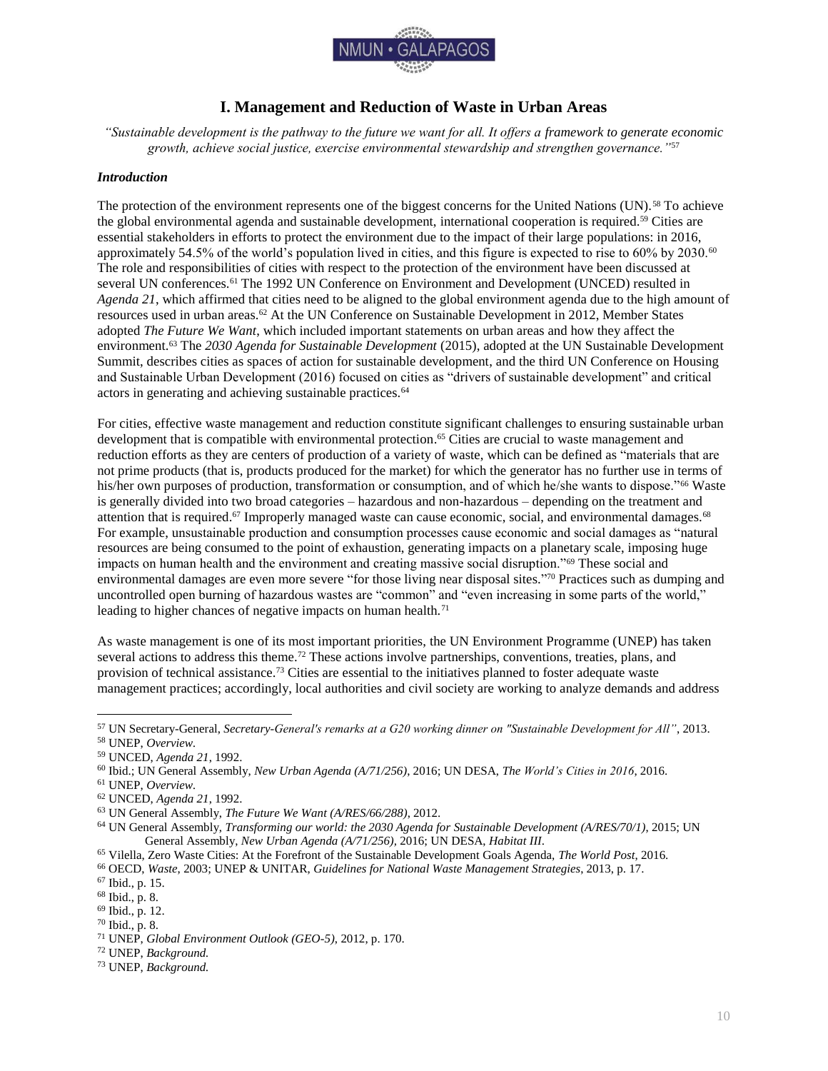## I. Management and Reduction of Waste in Urban Areas

*"Sustainable development is the pathway to the future we want for all. It offers a framework to generate economic growth, achieve social justice, exercise environmental stewardship and strengthen governance."*[57]

### *Introduction*

The protection of the environment represents one of the biggest concerns for the United Nations (UN).[58] To achieve the global environmental agenda and sustainable development, international cooperation is required.[59] Cities are essential stakeholders in efforts to protect the environment due to the impact of their large populations: in 2016, approximately 54.5% of the world's population lived in cities, and this figure is expected to rise to 60% by 2030.[60] The role and responsibilities of cities with respect to the protection of the environment have been discussed at several UN conferences.[61] The 1992 UN Conference on Environment and Development (UNCED) resulted in *Agenda 21*, which affirmed that cities need to be aligned to the global environment agenda due to the high amount of resources used in urban areas.[62] At the UN Conference on Sustainable Development in 2012, Member States adopted *The Future We Want*, which included important statements on urban areas and how they affect the environment.[63] The *2030 Agenda for Sustainable Development* (2015), adopted at the UN Sustainable Development Summit, describes cities as spaces of action for sustainable development, and the third UN Conference on Housing and Sustainable Urban Development (2016) focused on cities as "drivers of sustainable development" and critical actors in generating and achieving sustainable practices.[64]

For cities, effective waste management and reduction constitute significant challenges to ensuring sustainable urban development that is compatible with environmental protection.[65] Cities are crucial to waste management and reduction efforts as they are centers of production of a variety of waste, which can be defined as "materials that are not prime products (that is, products produced for the market) for which the generator has no further use in terms of his/her own purposes of production, transformation or consumption, and of which he/she wants to dispose."[66] Waste is generally divided into two broad categories – hazardous and non-hazardous – depending on the treatment and attention that is required.[67] Improperly managed waste can cause economic, social, and environmental damages.[68] For example, unsustainable production and consumption processes cause economic and social damages as "natural resources are being consumed to the point of exhaustion, generating impacts on a planetary scale, imposing huge impacts on human health and the environment and creating massive social disruption."[69] These social and environmental damages are even more severe "for those living near disposal sites."[70] Practices such as dumping and uncontrolled open burning of hazardous wastes are "common" and "even increasing in some parts of the world," leading to higher chances of negative impacts on human health.[71]

As waste management is one of its most important priorities, the UN Environment Programme (UNEP) has taken several actions to address this theme.[72] These actions involve partnerships, conventions, treaties, plans, and provision of technical assistance.[73] Cities are essential to the initiatives planned to foster adequate waste management practices; accordingly, local authorities and civil society are working to analyze demands and address

---

[57] UN Secretary-General, *Secretary-General's remarks at a G20 working dinner on "Sustainable Development for All"*, 2013.
[58] UNEP, *Overview.*
[59] UNCED, *Agenda 21*, 1992.
[60] Ibid.; UN General Assembly, *New Urban Agenda (A/71/256)*, 2016; UN DESA, *The World's Cities in 2016*, 2016.
[61] UNEP, *Overview.*
[62] UNCED, *Agenda 21*, 1992.
[63] UN General Assembly, *The Future We Want (A/RES/66/288)*, 2012.
[64] UN General Assembly, *Transforming our world: the 2030 Agenda for Sustainable Development (A/RES/70/1)*, 2015; UN General Assembly, *New Urban Agenda (A/71/256)*, 2016; UN DESA, *Habitat III.*
[65] Vilella, Zero Waste Cities: At the Forefront of the Sustainable Development Goals Agenda, *The World Post*, 2016.
[66] OECD, *Waste*, 2003; UNEP & UNITAR, *Guidelines for National Waste Management Strategies*, 2013, p. 17.
[67] Ibid., p. 15.
[68] Ibid., p. 8.
[69] Ibid., p. 12.
[70] Ibid., p. 8.
[71] UNEP, *Global Environment Outlook (GEO-5)*, 2012, p. 170.
[72] UNEP, *Background.*
[73] UNEP, *Background.*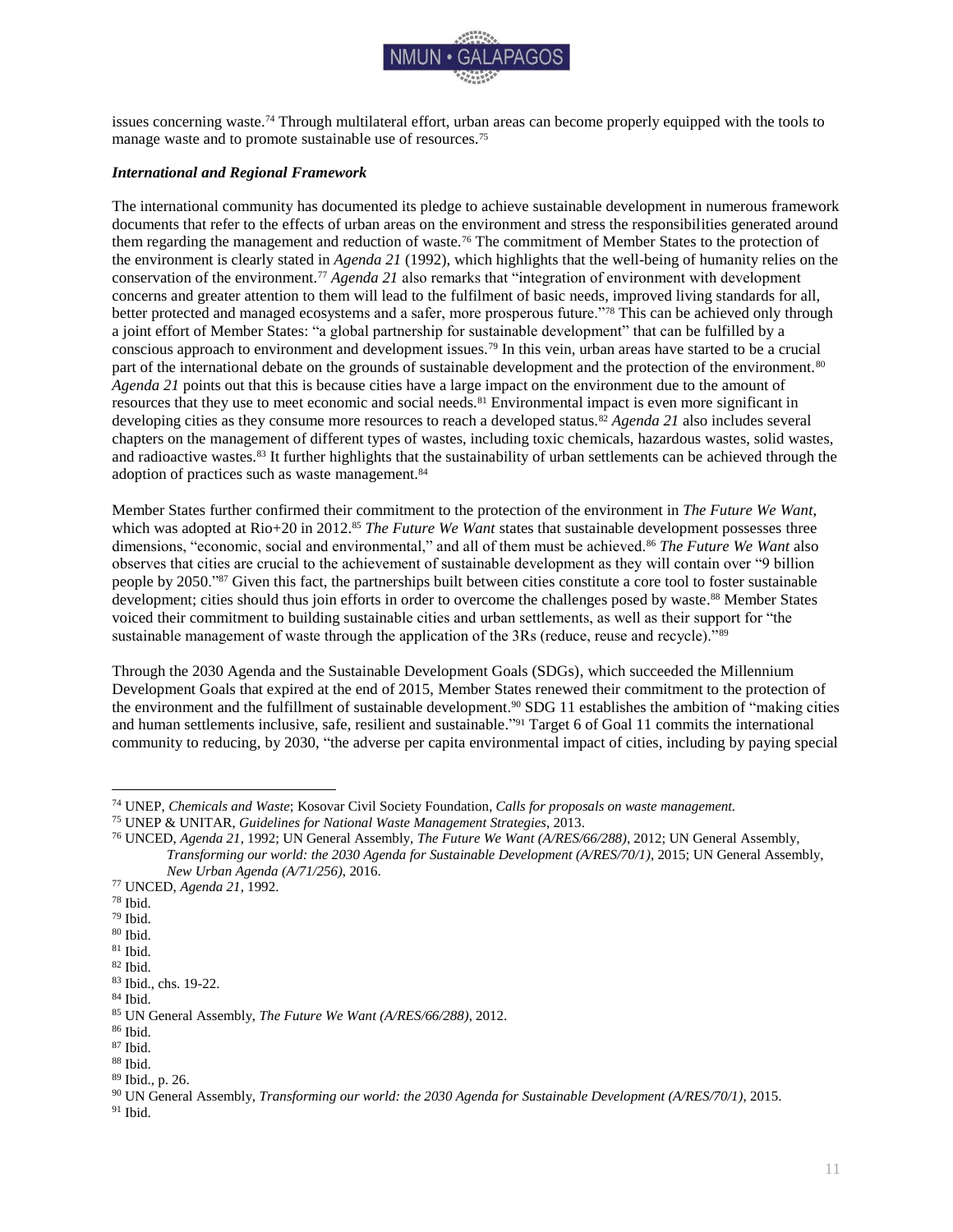issues concerning waste.[74] Through multilateral effort, urban areas can become properly equipped with the tools to manage waste and to promote sustainable use of resources.[75]

### *International and Regional Framework*

The international community has documented its pledge to achieve sustainable development in numerous framework documents that refer to the effects of urban areas on the environment and stress the responsibilities generated around them regarding the management and reduction of waste.[76] The commitment of Member States to the protection of the environment is clearly stated in *Agenda 21* (1992), which highlights that the well-being of humanity relies on the conservation of the environment.[77] *Agenda 21* also remarks that "integration of environment with development concerns and greater attention to them will lead to the fulfilment of basic needs, improved living standards for all, better protected and managed ecosystems and a safer, more prosperous future."[78] This can be achieved only through a joint effort of Member States: "a global partnership for sustainable development" that can be fulfilled by a conscious approach to environment and development issues.[79] In this vein, urban areas have started to be a crucial part of the international debate on the grounds of sustainable development and the protection of the environment.[80] *Agenda 21* points out that this is because cities have a large impact on the environment due to the amount of resources that they use to meet economic and social needs.[81] Environmental impact is even more significant in developing cities as they consume more resources to reach a developed status.[82] *Agenda 21* also includes several chapters on the management of different types of wastes, including toxic chemicals, hazardous wastes, solid wastes, and radioactive wastes.[83] It further highlights that the sustainability of urban settlements can be achieved through the adoption of practices such as waste management.[84]

Member States further confirmed their commitment to the protection of the environment in *The Future We Want*, which was adopted at Rio+20 in 2012.[85] *The Future We Want* states that sustainable development possesses three dimensions, "economic, social and environmental," and all of them must be achieved.[86] *The Future We Want* also observes that cities are crucial to the achievement of sustainable development as they will contain over "9 billion people by 2050."[87] Given this fact, the partnerships built between cities constitute a core tool to foster sustainable development; cities should thus join efforts in order to overcome the challenges posed by waste.[88] Member States voiced their commitment to building sustainable cities and urban settlements, as well as their support for "the sustainable management of waste through the application of the 3Rs (reduce, reuse and recycle)."[89]

Through the 2030 Agenda and the Sustainable Development Goals (SDGs), which succeeded the Millennium Development Goals that expired at the end of 2015, Member States renewed their commitment to the protection of the environment and the fulfillment of sustainable development.[90] SDG 11 establishes the ambition of "making cities and human settlements inclusive, safe, resilient and sustainable."[91] Target 6 of Goal 11 commits the international community to reducing, by 2030, "the adverse per capita environmental impact of cities, including by paying special

---

[74] UNEP, *Chemicals and Waste*; Kosovar Civil Society Foundation, *Calls for proposals on waste management*.

[75] UNEP & UNITAR, *Guidelines for National Waste Management Strategies*, 2013.

[76] UNCED, *Agenda 21*, 1992; UN General Assembly, *The Future We Want (A/RES/66/288)*, 2012; UN General Assembly, *Transforming our world: the 2030 Agenda for Sustainable Development (A/RES/70/1)*, 2015; UN General Assembly, *New Urban Agenda (A/71/256)*, 2016.

[77] UNCED, *Agenda 21*, 1992.

[78] Ibid.

[79] Ibid.

[80] Ibid.

[81] Ibid.

[82] Ibid.

[83] Ibid., chs. 19-22.

[84] Ibid.

[85] UN General Assembly, *The Future We Want (A/RES/66/288)*, 2012.

[86] Ibid.

[87] Ibid.

[88] Ibid.

[89] Ibid., p. 26.

[90] UN General Assembly, *Transforming our world: the 2030 Agenda for Sustainable Development (A/RES/70/1)*, 2015.

[91] Ibid.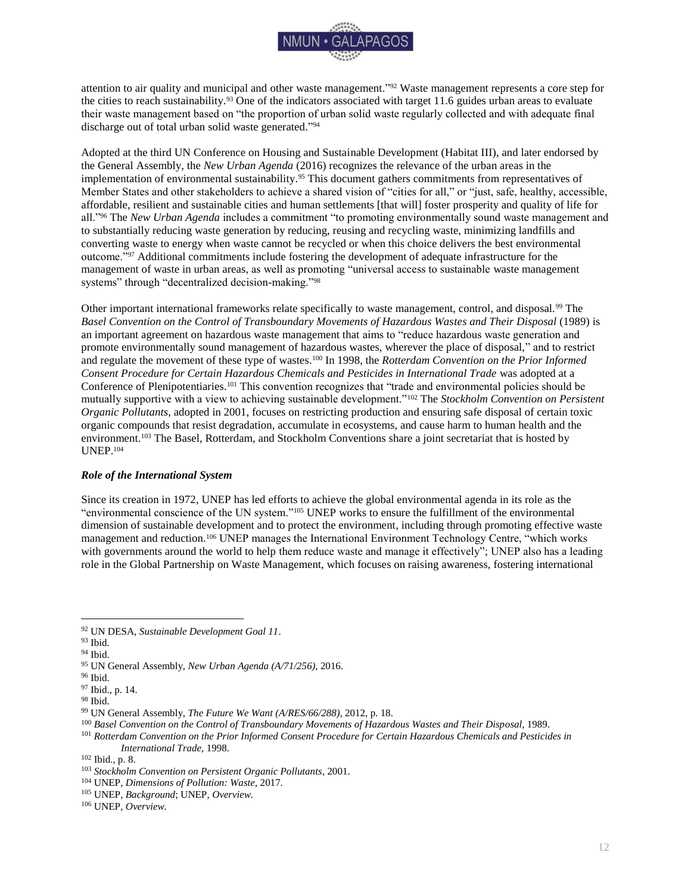attention to air quality and municipal and other waste management."[92] Waste management represents a core step for the cities to reach sustainability.[93] One of the indicators associated with target 11.6 guides urban areas to evaluate their waste management based on "the proportion of urban solid waste regularly collected and with adequate final discharge out of total urban solid waste generated."[94]

Adopted at the third UN Conference on Housing and Sustainable Development (Habitat III), and later endorsed by the General Assembly, the *New Urban Agenda* (2016) recognizes the relevance of the urban areas in the implementation of environmental sustainability.[95] This document gathers commitments from representatives of Member States and other stakeholders to achieve a shared vision of "cities for all," or "just, safe, healthy, accessible, affordable, resilient and sustainable cities and human settlements [that will] foster prosperity and quality of life for all."[96] The *New Urban Agenda* includes a commitment "to promoting environmentally sound waste management and to substantially reducing waste generation by reducing, reusing and recycling waste, minimizing landfills and converting waste to energy when waste cannot be recycled or when this choice delivers the best environmental outcome."[97] Additional commitments include fostering the development of adequate infrastructure for the management of waste in urban areas, as well as promoting "universal access to sustainable waste management systems" through "decentralized decision-making."[98]

Other important international frameworks relate specifically to waste management, control, and disposal.[99] The *Basel Convention on the Control of Transboundary Movements of Hazardous Wastes and Their Disposal* (1989) is an important agreement on hazardous waste management that aims to "reduce hazardous waste generation and promote environmentally sound management of hazardous wastes, wherever the place of disposal," and to restrict and regulate the movement of these type of wastes.[100] In 1998, the *Rotterdam Convention on the Prior Informed Consent Procedure for Certain Hazardous Chemicals and Pesticides in International Trade* was adopted at a Conference of Plenipotentiaries.[101] This convention recognizes that "trade and environmental policies should be mutually supportive with a view to achieving sustainable development."[102] The *Stockholm Convention on Persistent Organic Pollutants*, adopted in 2001, focuses on restricting production and ensuring safe disposal of certain toxic organic compounds that resist degradation, accumulate in ecosystems, and cause harm to human health and the environment.[103] The Basel, Rotterdam, and Stockholm Conventions share a joint secretariat that is hosted by UNEP.[104]

### *Role of the International System*

Since its creation in 1972, UNEP has led efforts to achieve the global environmental agenda in its role as the "environmental conscience of the UN system."[105] UNEP works to ensure the fulfillment of the environmental dimension of sustainable development and to protect the environment, including through promoting effective waste management and reduction.[106] UNEP manages the International Environment Technology Centre, "which works with governments around the world to help them reduce waste and manage it effectively"; UNEP also has a leading role in the Global Partnership on Waste Management, which focuses on raising awareness, fostering international

---

[92] UN DESA, *Sustainable Development Goal 11*.
[93] Ibid.
[94] Ibid.
[95] UN General Assembly, *New Urban Agenda (A/71/256)*, 2016.
[96] Ibid.
[97] Ibid., p. 14.
[98] Ibid.
[99] UN General Assembly, *The Future We Want (A/RES/66/288)*, 2012, p. 18.
[100] *Basel Convention on the Control of Transboundary Movements of Hazardous Wastes and Their Disposal*, 1989.
[101] *Rotterdam Convention on the Prior Informed Consent Procedure for Certain Hazardous Chemicals and Pesticides in International Trade*, 1998.
[102] Ibid., p. 8.
[103] *Stockholm Convention on Persistent Organic Pollutants*, 2001.
[104] UNEP, *Dimensions of Pollution: Waste*, 2017.
[105] UNEP, *Background*; UNEP, *Overview.*
[106] UNEP, *Overview.*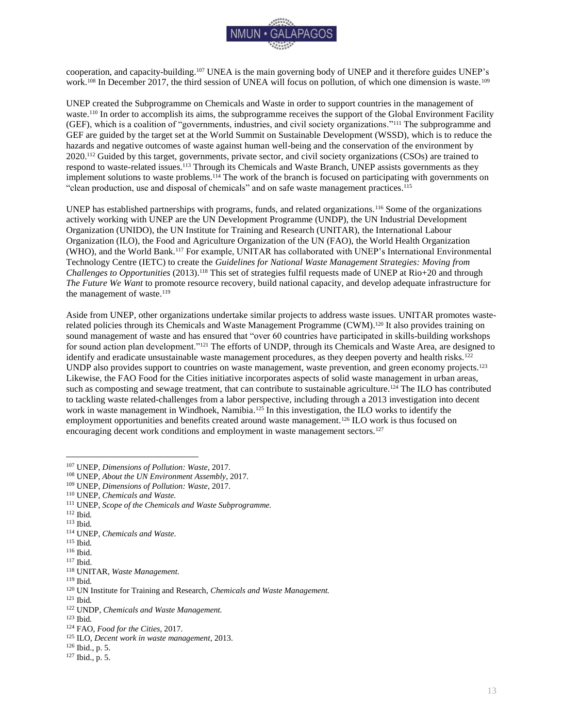cooperation, and capacity-building.[107] UNEA is the main governing body of UNEP and it therefore guides UNEP's work.[108] In December 2017, the third session of UNEA will focus on pollution, of which one dimension is waste.[109]

UNEP created the Subprogramme on Chemicals and Waste in order to support countries in the management of waste.[110] In order to accomplish its aims, the subprogramme receives the support of the Global Environment Facility (GEF), which is a coalition of "governments, industries, and civil society organizations."[111] The subprogramme and GEF are guided by the target set at the World Summit on Sustainable Development (WSSD), which is to reduce the hazards and negative outcomes of waste against human well-being and the conservation of the environment by 2020.[112] Guided by this target, governments, private sector, and civil society organizations (CSOs) are trained to respond to waste-related issues.[113] Through its Chemicals and Waste Branch, UNEP assists governments as they implement solutions to waste problems.[114] The work of the branch is focused on participating with governments on "clean production, use and disposal of chemicals" and on safe waste management practices.[115]

UNEP has established partnerships with programs, funds, and related organizations.[116] Some of the organizations actively working with UNEP are the UN Development Programme (UNDP), the UN Industrial Development Organization (UNIDO), the UN Institute for Training and Research (UNITAR), the International Labour Organization (ILO), the Food and Agriculture Organization of the UN (FAO), the World Health Organization (WHO), and the World Bank.[117] For example, UNITAR has collaborated with UNEP's International Environmental Technology Centre (IETC) to create the *Guidelines for National Waste Management Strategies: Moving from Challenges to Opportunities* (2013).[118] This set of strategies fulfil requests made of UNEP at Rio+20 and through *The Future We Want* to promote resource recovery, build national capacity, and develop adequate infrastructure for the management of waste.[119]

Aside from UNEP, other organizations undertake similar projects to address waste issues. UNITAR promotes waste-related policies through its Chemicals and Waste Management Programme (CWM).[120] It also provides training on sound management of waste and has ensured that "over 60 countries have participated in skills-building workshops for sound action plan development."[121] The efforts of UNDP, through its Chemicals and Waste Area, are designed to identify and eradicate unsustainable waste management procedures, as they deepen poverty and health risks.[122] UNDP also provides support to countries on waste management, waste prevention, and green economy projects.[123] Likewise, the FAO Food for the Cities initiative incorporates aspects of solid waste management in urban areas, such as composting and sewage treatment, that can contribute to sustainable agriculture.[124] The ILO has contributed to tackling waste related-challenges from a labor perspective, including through a 2013 investigation into decent work in waste management in Windhoek, Namibia.[125] In this investigation, the ILO works to identify the employment opportunities and benefits created around waste management.[126] ILO work is thus focused on encouraging decent work conditions and employment in waste management sectors.[127]

---

[107] UNEP, *Dimensions of Pollution: Waste*, 2017.
[108] UNEP, *About the UN Environment Assembly*, 2017.
[109] UNEP, *Dimensions of Pollution: Waste*, 2017.
[110] UNEP, *Chemicals and Waste.*
[111] UNEP, *Scope of the Chemicals and Waste Subprogramme.*
[112] Ibid.
[113] Ibid.
[114] UNEP, *Chemicals and Waste*.
[115] Ibid.
[116] Ibid.
[117] Ibid.
[118] UNITAR, *Waste Management.*
[119] Ibid.
[120] UN Institute for Training and Research, *Chemicals and Waste Management.*
[121] Ibid.
[122] UNDP, *Chemicals and Waste Management.*
[123] Ibid.
[124] FAO, *Food for the Cities*, 2017.
[125] ILO, *Decent work in waste management*, 2013.
[126] Ibid., p. 5.
[127] Ibid., p. 5.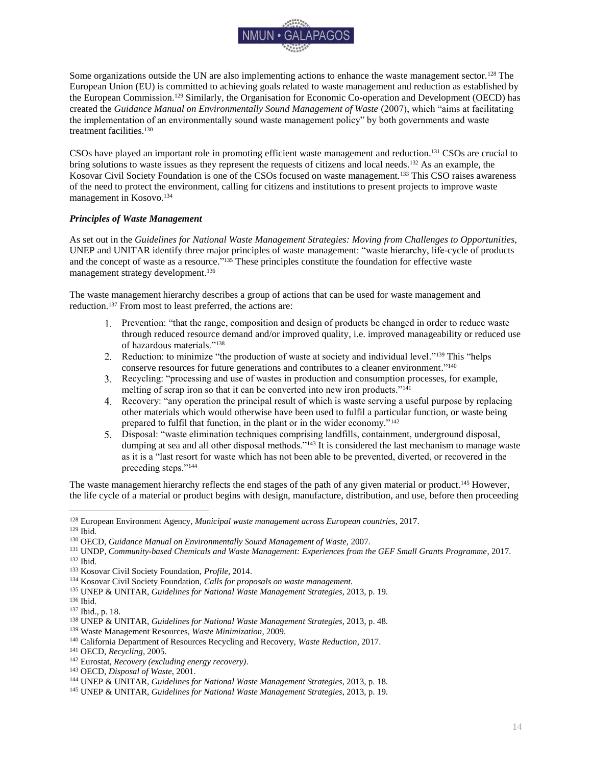Some organizations outside the UN are also implementing actions to enhance the waste management sector.[128] The European Union (EU) is committed to achieving goals related to waste management and reduction as established by the European Commission.[129] Similarly, the Organisation for Economic Co-operation and Development (OECD) has created the *Guidance Manual on Environmentally Sound Management of Waste* (2007), which "aims at facilitating the implementation of an environmentally sound waste management policy" by both governments and waste treatment facilities.[130]

CSOs have played an important role in promoting efficient waste management and reduction.[131] CSOs are crucial to bring solutions to waste issues as they represent the requests of citizens and local needs.[132] As an example, the Kosovar Civil Society Foundation is one of the CSOs focused on waste management.[133] This CSO raises awareness of the need to protect the environment, calling for citizens and institutions to present projects to improve waste management in Kosovo.[134]

### *Principles of Waste Management*

As set out in the *Guidelines for National Waste Management Strategies: Moving from Challenges to Opportunities*, UNEP and UNITAR identify three major principles of waste management: "waste hierarchy, life-cycle of products and the concept of waste as a resource."[135] These principles constitute the foundation for effective waste management strategy development.[136]

The waste management hierarchy describes a group of actions that can be used for waste management and reduction.[137] From most to least preferred, the actions are:

1. Prevention: "that the range, composition and design of products be changed in order to reduce waste through reduced resource demand and/or improved quality, i.e. improved manageability or reduced use of hazardous materials."[138]
2. Reduction: to minimize "the production of waste at society and individual level."[139] This "helps conserve resources for future generations and contributes to a cleaner environment."[140]
3. Recycling: "processing and use of wastes in production and consumption processes, for example, melting of scrap iron so that it can be converted into new iron products."[141]
4. Recovery: "any operation the principal result of which is waste serving a useful purpose by replacing other materials which would otherwise have been used to fulfil a particular function, or waste being prepared to fulfil that function, in the plant or in the wider economy."[142]
5. Disposal: "waste elimination techniques comprising landfills, containment, underground disposal, dumping at sea and all other disposal methods."[143] It is considered the last mechanism to manage waste as it is a "last resort for waste which has not been able to be prevented, diverted, or recovered in the preceding steps."[144]

The waste management hierarchy reflects the end stages of the path of any given material or product.[145] However, the life cycle of a material or product begins with design, manufacture, distribution, and use, before then proceeding

---

[128] European Environment Agency, *Municipal waste management across European countries*, 2017.
[129] Ibid.
[130] OECD, *Guidance Manual on Environmentally Sound Management of Waste*, 2007.
[131] UNDP, *Community-based Chemicals and Waste Management: Experiences from the GEF Small Grants Programme*, 2017.
[132] Ibid.
[133] Kosovar Civil Society Foundation, *Profile*, 2014.
[134] Kosovar Civil Society Foundation, *Calls for proposals on waste management*.
[135] UNEP & UNITAR, *Guidelines for National Waste Management Strategies*, 2013, p. 19.
[136] Ibid.
[137] Ibid., p. 18.
[138] UNEP & UNITAR, *Guidelines for National Waste Management Strategies*, 2013, p. 48.
[139] Waste Management Resources, *Waste Minimization*, 2009.
[140] California Department of Resources Recycling and Recovery, *Waste Reduction*, 2017.
[141] OECD, *Recycling*, 2005.
[142] Eurostat, *Recovery (excluding energy recovery)*.
[143] OECD, *Disposal of Waste*, 2001.
[144] UNEP & UNITAR, *Guidelines for National Waste Management Strategies*, 2013, p. 18.
[145] UNEP & UNITAR, *Guidelines for National Waste Management Strategies*, 2013, p. 19.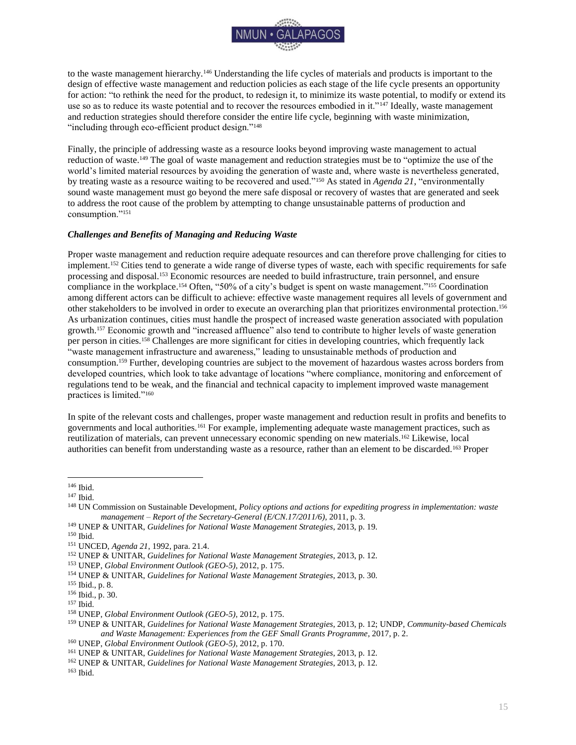to the waste management hierarchy.[146] Understanding the life cycles of materials and products is important to the design of effective waste management and reduction policies as each stage of the life cycle presents an opportunity for action: "to rethink the need for the product, to redesign it, to minimize its waste potential, to modify or extend its use so as to reduce its waste potential and to recover the resources embodied in it."[147] Ideally, waste management and reduction strategies should therefore consider the entire life cycle, beginning with waste minimization, "including through eco-efficient product design."[148]

Finally, the principle of addressing waste as a resource looks beyond improving waste management to actual reduction of waste.[149] The goal of waste management and reduction strategies must be to "optimize the use of the world's limited material resources by avoiding the generation of waste and, where waste is nevertheless generated, by treating waste as a resource waiting to be recovered and used."[150] As stated in *Agenda 21*, "environmentally sound waste management must go beyond the mere safe disposal or recovery of wastes that are generated and seek to address the root cause of the problem by attempting to change unsustainable patterns of production and consumption."[151]

### *Challenges and Benefits of Managing and Reducing Waste*

Proper waste management and reduction require adequate resources and can therefore prove challenging for cities to implement.[152] Cities tend to generate a wide range of diverse types of waste, each with specific requirements for safe processing and disposal.[153] Economic resources are needed to build infrastructure, train personnel, and ensure compliance in the workplace.[154] Often, "50% of a city's budget is spent on waste management."[155] Coordination among different actors can be difficult to achieve: effective waste management requires all levels of government and other stakeholders to be involved in order to execute an overarching plan that prioritizes environmental protection.[156] As urbanization continues, cities must handle the prospect of increased waste generation associated with population growth.[157] Economic growth and "increased affluence" also tend to contribute to higher levels of waste generation per person in cities.[158] Challenges are more significant for cities in developing countries, which frequently lack "waste management infrastructure and awareness," leading to unsustainable methods of production and consumption.[159] Further, developing countries are subject to the movement of hazardous wastes across borders from developed countries, which look to take advantage of locations "where compliance, monitoring and enforcement of regulations tend to be weak, and the financial and technical capacity to implement improved waste management practices is limited."[160]

In spite of the relevant costs and challenges, proper waste management and reduction result in profits and benefits to governments and local authorities.[161] For example, implementing adequate waste management practices, such as reutilization of materials, can prevent unnecessary economic spending on new materials.[162] Likewise, local authorities can benefit from understanding waste as a resource, rather than an element to be discarded.[163] Proper

---

[146] Ibid.
[147] Ibid.
[148] UN Commission on Sustainable Development, *Policy options and actions for expediting progress in implementation: waste management – Report of the Secretary-General (E/CN.17/2011/6)*, 2011, p. 3.
[149] UNEP & UNITAR, *Guidelines for National Waste Management Strategies*, 2013, p. 19.
[150] Ibid.
[151] UNCED, *Agenda 21*, 1992, para. 21.4.
[152] UNEP & UNITAR, *Guidelines for National Waste Management Strategies*, 2013, p. 12.
[153] UNEP, *Global Environment Outlook (GEO-5)*, 2012, p. 175.
[154] UNEP & UNITAR, *Guidelines for National Waste Management Strategies*, 2013, p. 30.
[155] Ibid., p. 8.
[156] Ibid., p. 30.
[157] Ibid.
[158] UNEP, *Global Environment Outlook (GEO-5)*, 2012, p. 175.
[159] UNEP & UNITAR, *Guidelines for National Waste Management Strategies*, 2013, p. 12; UNDP, *Community-based Chemicals and Waste Management: Experiences from the GEF Small Grants Programme*, 2017, p. 2.
[160] UNEP, *Global Environment Outlook (GEO-5)*, 2012, p. 170.
[161] UNEP & UNITAR, *Guidelines for National Waste Management Strategies*, 2013, p. 12.
[162] UNEP & UNITAR, *Guidelines for National Waste Management Strategies*, 2013, p. 12.
[163] Ibid.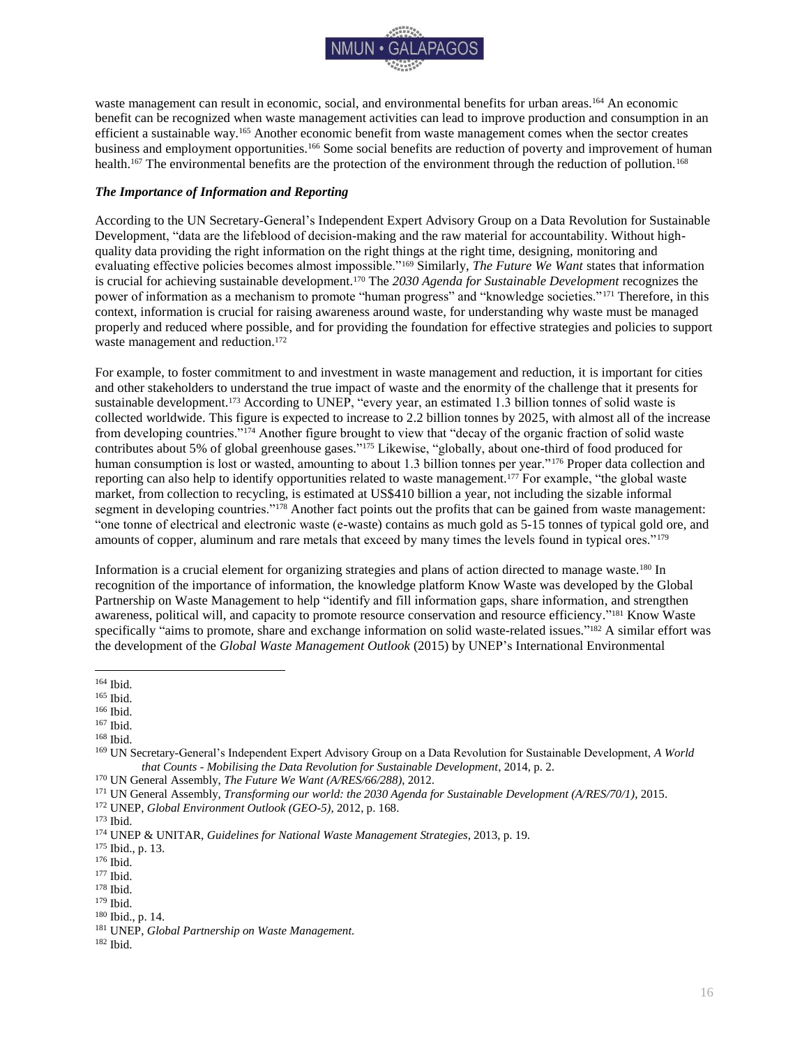waste management can result in economic, social, and environmental benefits for urban areas.[164] An economic benefit can be recognized when waste management activities can lead to improve production and consumption in an efficient a sustainable way.[165] Another economic benefit from waste management comes when the sector creates business and employment opportunities.[166] Some social benefits are reduction of poverty and improvement of human health.[167] The environmental benefits are the protection of the environment through the reduction of pollution.[168]

### *The Importance of Information and Reporting*

According to the UN Secretary-General's Independent Expert Advisory Group on a Data Revolution for Sustainable Development, "data are the lifeblood of decision-making and the raw material for accountability. Without high-quality data providing the right information on the right things at the right time, designing, monitoring and evaluating effective policies becomes almost impossible."[169] Similarly, *The Future We Want* states that information is crucial for achieving sustainable development.[170] The *2030 Agenda for Sustainable Development* recognizes the power of information as a mechanism to promote "human progress" and "knowledge societies."[171] Therefore, in this context, information is crucial for raising awareness around waste, for understanding why waste must be managed properly and reduced where possible, and for providing the foundation for effective strategies and policies to support waste management and reduction.[172]

For example, to foster commitment to and investment in waste management and reduction, it is important for cities and other stakeholders to understand the true impact of waste and the enormity of the challenge that it presents for sustainable development.[173] According to UNEP, "every year, an estimated 1.3 billion tonnes of solid waste is collected worldwide. This figure is expected to increase to 2.2 billion tonnes by 2025, with almost all of the increase from developing countries."[174] Another figure brought to view that "decay of the organic fraction of solid waste contributes about 5% of global greenhouse gases."[175] Likewise, "globally, about one-third of food produced for human consumption is lost or wasted, amounting to about 1.3 billion tonnes per year."[176] Proper data collection and reporting can also help to identify opportunities related to waste management.[177] For example, "the global waste market, from collection to recycling, is estimated at US$410 billion a year, not including the sizable informal segment in developing countries."[178] Another fact points out the profits that can be gained from waste management: "one tonne of electrical and electronic waste (e-waste) contains as much gold as 5-15 tonnes of typical gold ore, and amounts of copper, aluminum and rare metals that exceed by many times the levels found in typical ores."[179]

Information is a crucial element for organizing strategies and plans of action directed to manage waste.[180] In recognition of the importance of information, the knowledge platform Know Waste was developed by the Global Partnership on Waste Management to help "identify and fill information gaps, share information, and strengthen awareness, political will, and capacity to promote resource conservation and resource efficiency."[181] Know Waste specifically "aims to promote, share and exchange information on solid waste-related issues."[182] A similar effort was the development of the *Global Waste Management Outlook* (2015) by UNEP's International Environmental

---

[164] Ibid.
[165] Ibid.
[166] Ibid.
[167] Ibid.
[168] Ibid.
[169] UN Secretary-General's Independent Expert Advisory Group on a Data Revolution for Sustainable Development, *A World that Counts - Mobilising the Data Revolution for Sustainable Development*, 2014, p. 2.
[170] UN General Assembly, *The Future We Want (A/RES/66/288)*, 2012.
[171] UN General Assembly, *Transforming our world: the 2030 Agenda for Sustainable Development (A/RES/70/1)*, 2015.
[172] UNEP, *Global Environment Outlook (GEO-5)*, 2012, p. 168.
[173] Ibid.
[174] UNEP & UNITAR, *Guidelines for National Waste Management Strategies*, 2013, p. 19.
[175] Ibid., p. 13.
[176] Ibid.
[177] Ibid.
[178] Ibid.
[179] Ibid.
[180] Ibid., p. 14.
[181] UNEP, *Global Partnership on Waste Management.*
[182] Ibid.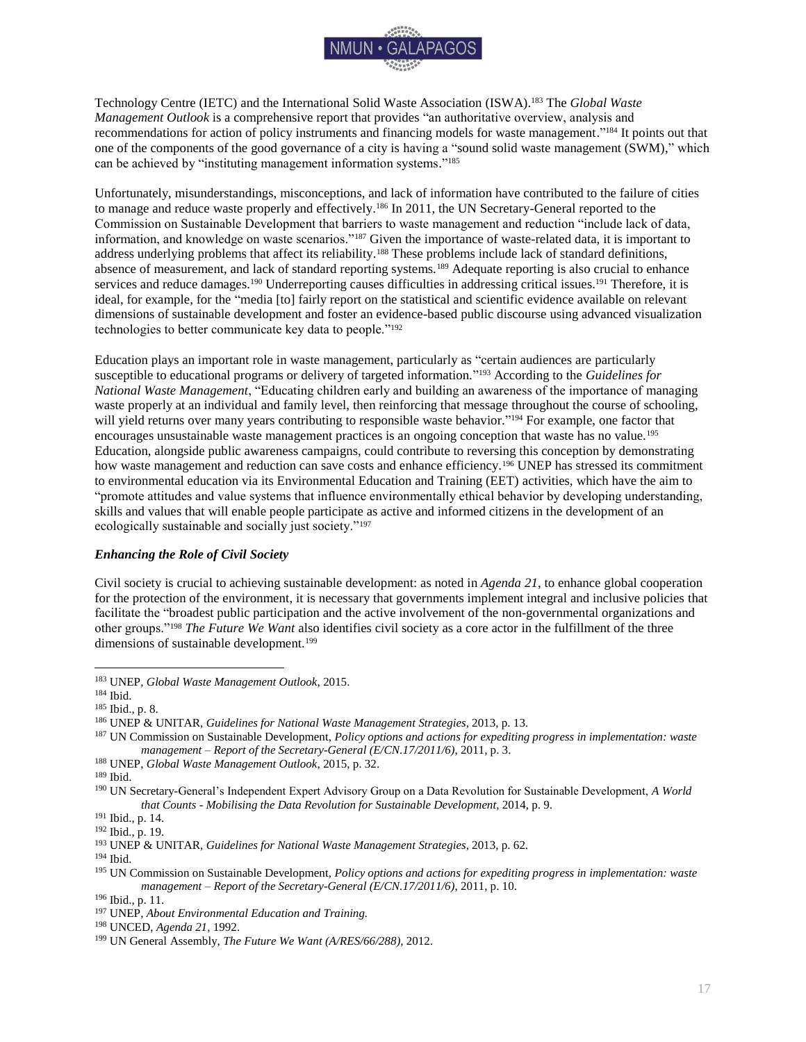Technology Centre (IETC) and the International Solid Waste Association (ISWA).[183] The *Global Waste Management Outlook* is a comprehensive report that provides "an authoritative overview, analysis and recommendations for action of policy instruments and financing models for waste management."[184] It points out that one of the components of the good governance of a city is having a "sound solid waste management (SWM)," which can be achieved by "instituting management information systems."[185]

Unfortunately, misunderstandings, misconceptions, and lack of information have contributed to the failure of cities to manage and reduce waste properly and effectively.[186] In 2011, the UN Secretary-General reported to the Commission on Sustainable Development that barriers to waste management and reduction "include lack of data, information, and knowledge on waste scenarios."[187] Given the importance of waste-related data, it is important to address underlying problems that affect its reliability.[188] These problems include lack of standard definitions, absence of measurement, and lack of standard reporting systems.[189] Adequate reporting is also crucial to enhance services and reduce damages.[190] Underreporting causes difficulties in addressing critical issues.[191] Therefore, it is ideal, for example, for the "media [to] fairly report on the statistical and scientific evidence available on relevant dimensions of sustainable development and foster an evidence-based public discourse using advanced visualization technologies to better communicate key data to people."[192]

Education plays an important role in waste management, particularly as "certain audiences are particularly susceptible to educational programs or delivery of targeted information."[193] According to the *Guidelines for National Waste Management*, "Educating children early and building an awareness of the importance of managing waste properly at an individual and family level, then reinforcing that message throughout the course of schooling, will yield returns over many years contributing to responsible waste behavior."[194] For example, one factor that encourages unsustainable waste management practices is an ongoing conception that waste has no value.[195] Education, alongside public awareness campaigns, could contribute to reversing this conception by demonstrating how waste management and reduction can save costs and enhance efficiency.[196] UNEP has stressed its commitment to environmental education via its Environmental Education and Training (EET) activities, which have the aim to "promote attitudes and value systems that influence environmentally ethical behavior by developing understanding, skills and values that will enable people participate as active and informed citizens in the development of an ecologically sustainable and socially just society."[197]

### *Enhancing the Role of Civil Society*

Civil society is crucial to achieving sustainable development: as noted in *Agenda 21*, to enhance global cooperation for the protection of the environment, it is necessary that governments implement integral and inclusive policies that facilitate the "broadest public participation and the active involvement of the non-governmental organizations and other groups."[198] *The Future We Want* also identifies civil society as a core actor in the fulfillment of the three dimensions of sustainable development.[199]

---

[183] UNEP, *Global Waste Management Outlook*, 2015.
[184] Ibid.
[185] Ibid., p. 8.
[186] UNEP & UNITAR, *Guidelines for National Waste Management Strategies*, 2013, p. 13.
[187] UN Commission on Sustainable Development, *Policy options and actions for expediting progress in implementation: waste management – Report of the Secretary-General (E/CN.17/2011/6)*, 2011, p. 3.
[188] UNEP, *Global Waste Management Outlook*, 2015, p. 32.
[189] Ibid.
[190] UN Secretary-General's Independent Expert Advisory Group on a Data Revolution for Sustainable Development, *A World that Counts - Mobilising the Data Revolution for Sustainable Development*, 2014, p. 9.
[191] Ibid., p. 14.
[192] Ibid., p. 19.
[193] UNEP & UNITAR, *Guidelines for National Waste Management Strategies*, 2013, p. 62.
[194] Ibid.
[195] UN Commission on Sustainable Development, *Policy options and actions for expediting progress in implementation: waste management – Report of the Secretary-General (E/CN.17/2011/6)*, 2011, p. 10.
[196] Ibid., p. 11.
[197] UNEP, *About Environmental Education and Training.*
[198] UNCED, *Agenda 21*, 1992.
[199] UN General Assembly, *The Future We Want (A/RES/66/288)*, 2012.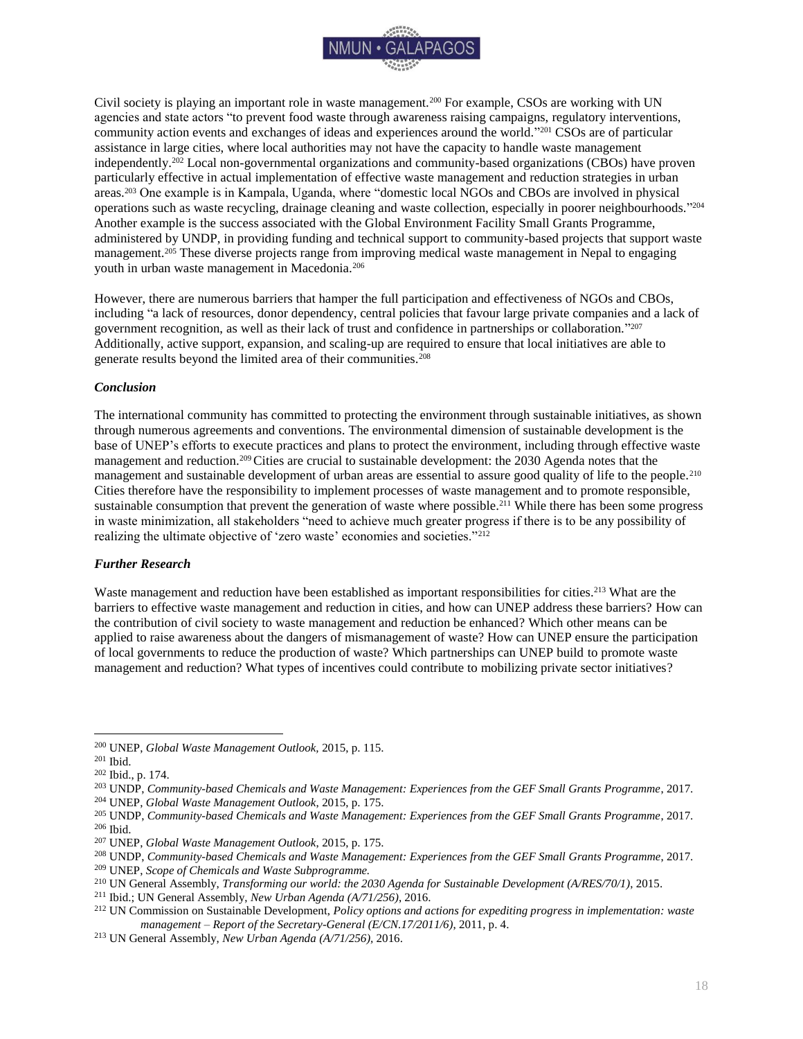Civil society is playing an important role in waste management.[200] For example, CSOs are working with UN agencies and state actors "to prevent food waste through awareness raising campaigns, regulatory interventions, community action events and exchanges of ideas and experiences around the world."[201] CSOs are of particular assistance in large cities, where local authorities may not have the capacity to handle waste management independently.[202] Local non-governmental organizations and community-based organizations (CBOs) have proven particularly effective in actual implementation of effective waste management and reduction strategies in urban areas.[203] One example is in Kampala, Uganda, where "domestic local NGOs and CBOs are involved in physical operations such as waste recycling, drainage cleaning and waste collection, especially in poorer neighbourhoods."[204] Another example is the success associated with the Global Environment Facility Small Grants Programme, administered by UNDP, in providing funding and technical support to community-based projects that support waste management.[205] These diverse projects range from improving medical waste management in Nepal to engaging youth in urban waste management in Macedonia.[206]

However, there are numerous barriers that hamper the full participation and effectiveness of NGOs and CBOs, including "a lack of resources, donor dependency, central policies that favour large private companies and a lack of government recognition, as well as their lack of trust and confidence in partnerships or collaboration."[207] Additionally, active support, expansion, and scaling-up are required to ensure that local initiatives are able to generate results beyond the limited area of their communities.[208]

### *Conclusion*

The international community has committed to protecting the environment through sustainable initiatives, as shown through numerous agreements and conventions. The environmental dimension of sustainable development is the base of UNEP's efforts to execute practices and plans to protect the environment, including through effective waste management and reduction.[209] Cities are crucial to sustainable development: the 2030 Agenda notes that the management and sustainable development of urban areas are essential to assure good quality of life to the people.[210] Cities therefore have the responsibility to implement processes of waste management and to promote responsible, sustainable consumption that prevent the generation of waste where possible.[211] While there has been some progress in waste minimization, all stakeholders "need to achieve much greater progress if there is to be any possibility of realizing the ultimate objective of 'zero waste' economies and societies."[212]

### *Further Research*

Waste management and reduction have been established as important responsibilities for cities.[213] What are the barriers to effective waste management and reduction in cities, and how can UNEP address these barriers? How can the contribution of civil society to waste management and reduction be enhanced? Which other means can be applied to raise awareness about the dangers of mismanagement of waste? How can UNEP ensure the participation of local governments to reduce the production of waste? Which partnerships can UNEP build to promote waste management and reduction? What types of incentives could contribute to mobilizing private sector initiatives?

---

[200] UNEP, *Global Waste Management Outlook*, 2015, p. 115.
[201] Ibid.
[202] Ibid., p. 174.
[203] UNDP, *Community-based Chemicals and Waste Management: Experiences from the GEF Small Grants Programme*, 2017.
[204] UNEP, *Global Waste Management Outlook*, 2015, p. 175.
[205] UNDP, *Community-based Chemicals and Waste Management: Experiences from the GEF Small Grants Programme*, 2017.
[206] Ibid.
[207] UNEP, *Global Waste Management Outlook*, 2015, p. 175.
[208] UNDP, *Community-based Chemicals and Waste Management: Experiences from the GEF Small Grants Programme*, 2017.
[209] UNEP, *Scope of Chemicals and Waste Subprogramme.*
[210] UN General Assembly, *Transforming our world: the 2030 Agenda for Sustainable Development (A/RES/70/1)*, 2015.
[211] Ibid.; UN General Assembly, *New Urban Agenda (A/71/256)*, 2016.
[212] UN Commission on Sustainable Development, *Policy options and actions for expediting progress in implementation: waste management – Report of the Secretary-General (E/CN.17/2011/6)*, 2011, p. 4.
[213] UN General Assembly, *New Urban Agenda (A/71/256)*, 2016.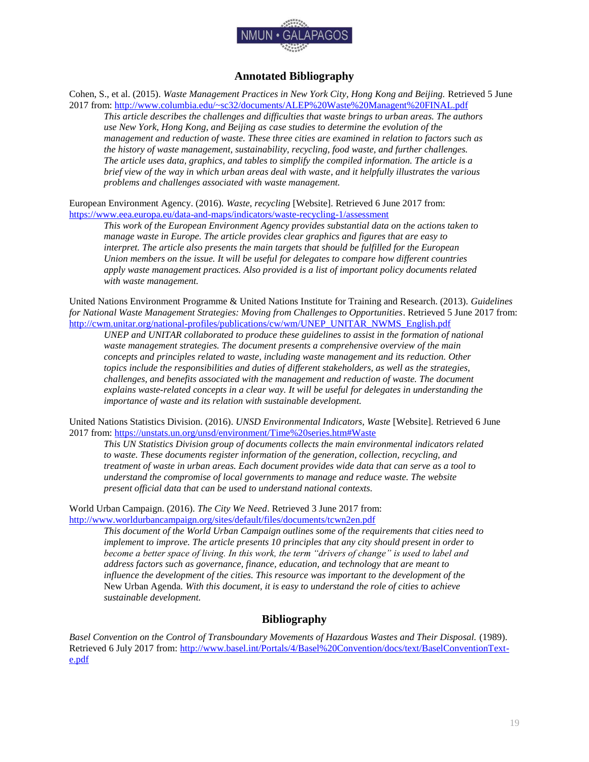## Annotated Bibliography

Cohen, S., et al. (2015). *Waste Management Practices in New York City, Hong Kong and Beijing.* Retrieved 5 June 2017 from: http://www.columbia.edu/~sc32/documents/ALEP%20Waste%20Managent%20FINAL.pdf

> *This article describes the challenges and difficulties that waste brings to urban areas. The authors use New York, Hong Kong, and Beijing as case studies to determine the evolution of the management and reduction of waste. These three cities are examined in relation to factors such as the history of waste management, sustainability, recycling, food waste, and further challenges. The article uses data, graphics, and tables to simplify the compiled information. The article is a brief view of the way in which urban areas deal with waste, and it helpfully illustrates the various problems and challenges associated with waste management.*

European Environment Agency. (2016). *Waste, recycling* [Website]. Retrieved 6 June 2017 from: https://www.eea.europa.eu/data-and-maps/indicators/waste-recycling-1/assessment

> *This work of the European Environment Agency provides substantial data on the actions taken to manage waste in Europe. The article provides clear graphics and figures that are easy to interpret. The article also presents the main targets that should be fulfilled for the European Union members on the issue. It will be useful for delegates to compare how different countries apply waste management practices. Also provided is a list of important policy documents related with waste management.*

United Nations Environment Programme & United Nations Institute for Training and Research. (2013). *Guidelines for National Waste Management Strategies: Moving from Challenges to Opportunities*. Retrieved 5 June 2017 from: http://cwm.unitar.org/national-profiles/publications/cw/wm/UNEP_UNITAR_NWMS_English.pdf

> *UNEP and UNITAR collaborated to produce these guidelines to assist in the formation of national waste management strategies. The document presents a comprehensive overview of the main concepts and principles related to waste, including waste management and its reduction. Other topics include the responsibilities and duties of different stakeholders, as well as the strategies, challenges, and benefits associated with the management and reduction of waste. The document explains waste-related concepts in a clear way. It will be useful for delegates in understanding the importance of waste and its relation with sustainable development.*

United Nations Statistics Division. (2016). *UNSD Environmental Indicators, Waste* [Website]. Retrieved 6 June 2017 from: https://unstats.un.org/unsd/environment/Time%20series.htm#Waste

> *This UN Statistics Division group of documents collects the main environmental indicators related to waste. These documents register information of the generation, collection, recycling, and treatment of waste in urban areas. Each document provides wide data that can serve as a tool to understand the compromise of local governments to manage and reduce waste. The website present official data that can be used to understand national contexts.*

World Urban Campaign. (2016). *The City We Need*. Retrieved 3 June 2017 from: http://www.worldurbancampaign.org/sites/default/files/documents/tcwn2en.pdf

> *This document of the World Urban Campaign outlines some of the requirements that cities need to implement to improve. The article presents 10 principles that any city should present in order to become a better space of living. In this work, the term "drivers of change" is used to label and address factors such as governance, finance, education, and technology that are meant to influence the development of the cities. This resource was important to the development of the* New Urban Agenda*. With this document, it is easy to understand the role of cities to achieve sustainable development.*

## Bibliography

*Basel Convention on the Control of Transboundary Movements of Hazardous Wastes and Their Disposal.* (1989). Retrieved 6 July 2017 from: http://www.basel.int/Portals/4/Basel%20Convention/docs/text/BaselConventionText-e.pdf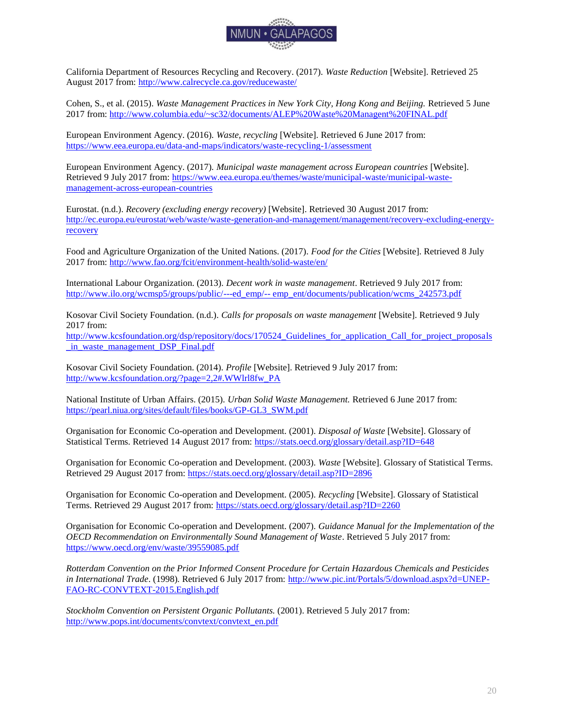California Department of Resources Recycling and Recovery. (2017). *Waste Reduction* [Website]. Retrieved 25 August 2017 from: http://www.calrecycle.ca.gov/reducewaste/

Cohen, S., et al. (2015). *Waste Management Practices in New York City, Hong Kong and Beijing.* Retrieved 5 June 2017 from: http://www.columbia.edu/~sc32/documents/ALEP%20Waste%20Managent%20FINAL.pdf

European Environment Agency. (2016). *Waste, recycling* [Website]. Retrieved 6 June 2017 from: https://www.eea.europa.eu/data-and-maps/indicators/waste-recycling-1/assessment

European Environment Agency. (2017). *Municipal waste management across European countries* [Website]. Retrieved 9 July 2017 from: https://www.eea.europa.eu/themes/waste/municipal-waste/municipal-waste-management-across-european-countries

Eurostat. (n.d.). *Recovery (excluding energy recovery)* [Website]. Retrieved 30 August 2017 from: http://ec.europa.eu/eurostat/web/waste/waste-generation-and-management/management/recovery-excluding-energy-recovery

Food and Agriculture Organization of the United Nations. (2017). *Food for the Cities* [Website]. Retrieved 8 July 2017 from: http://www.fao.org/fcit/environment-health/solid-waste/en/

International Labour Organization. (2013). *Decent work in waste management*. Retrieved 9 July 2017 from: http://www.ilo.org/wcmsp5/groups/public/---ed_emp/-- emp_ent/documents/publication/wcms_242573.pdf

Kosovar Civil Society Foundation. (n.d.). *Calls for proposals on waste management* [Website]. Retrieved 9 July 2017 from: http://www.kcsfoundation.org/dsp/repository/docs/170524_Guidelines_for_application_Call_for_project_proposals_in_waste_management_DSP_Final.pdf

Kosovar Civil Society Foundation. (2014). *Profile* [Website]. Retrieved 9 July 2017 from: http://www.kcsfoundation.org/?page=2,2#.WWlrl8fw_PA

National Institute of Urban Affairs. (2015). *Urban Solid Waste Management.* Retrieved 6 June 2017 from: https://pearl.niua.org/sites/default/files/books/GP-GL3_SWM.pdf

Organisation for Economic Co-operation and Development. (2001). *Disposal of Waste* [Website]. Glossary of Statistical Terms. Retrieved 14 August 2017 from: https://stats.oecd.org/glossary/detail.asp?ID=648

Organisation for Economic Co-operation and Development. (2003). *Waste* [Website]. Glossary of Statistical Terms. Retrieved 29 August 2017 from: https://stats.oecd.org/glossary/detail.asp?ID=2896

Organisation for Economic Co-operation and Development. (2005). *Recycling* [Website]. Glossary of Statistical Terms. Retrieved 29 August 2017 from: https://stats.oecd.org/glossary/detail.asp?ID=2260

Organisation for Economic Co-operation and Development. (2007). *Guidance Manual for the Implementation of the OECD Recommendation on Environmentally Sound Management of Waste*. Retrieved 5 July 2017 from: https://www.oecd.org/env/waste/39559085.pdf

*Rotterdam Convention on the Prior Informed Consent Procedure for Certain Hazardous Chemicals and Pesticides in International Trade*. (1998). Retrieved 6 July 2017 from: http://www.pic.int/Portals/5/download.aspx?d=UNEP-FAO-RC-CONVTEXT-2015.English.pdf

*Stockholm Convention on Persistent Organic Pollutants.* (2001). Retrieved 5 July 2017 from: http://www.pops.int/documents/convtext/convtext_en.pdf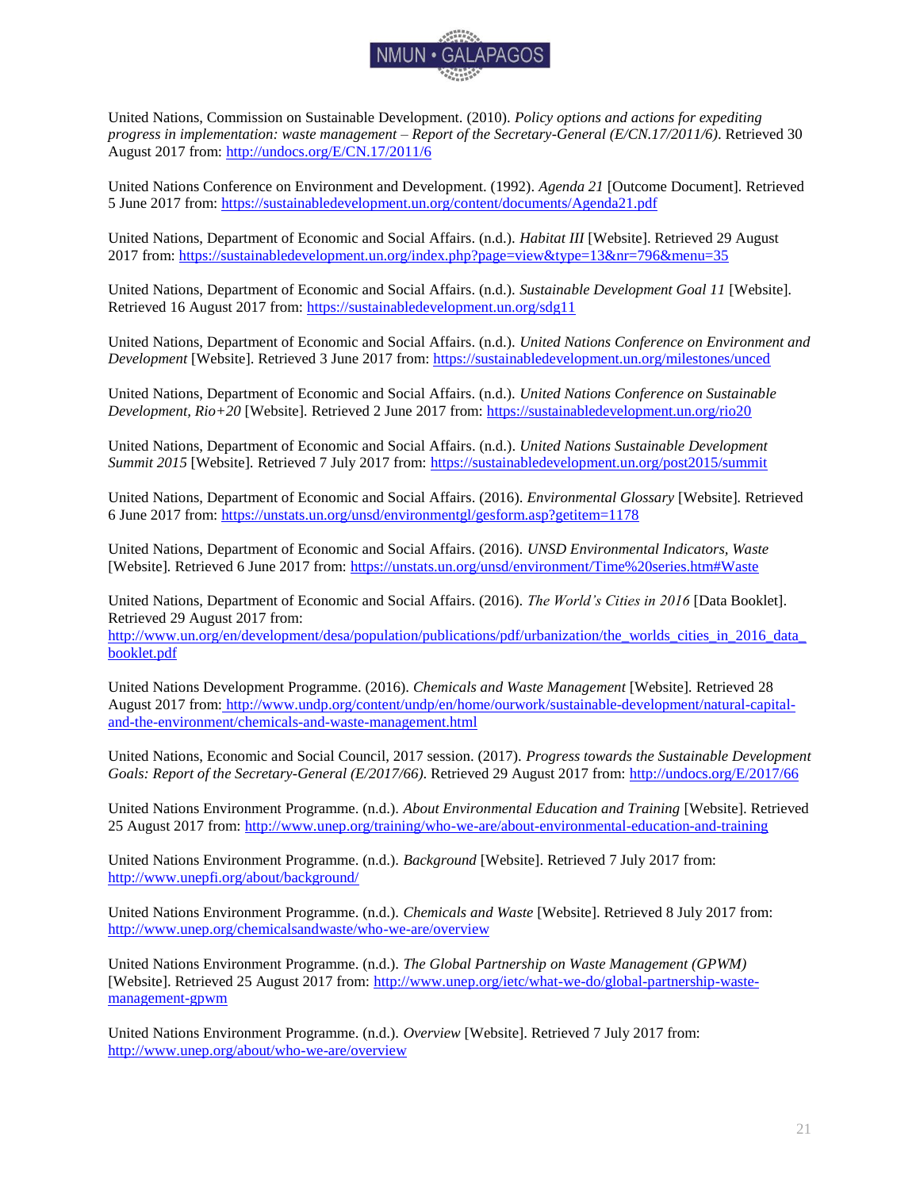United Nations, Commission on Sustainable Development. (2010). *Policy options and actions for expediting progress in implementation: waste management – Report of the Secretary-General (E/CN.17/2011/6)*. Retrieved 30 August 2017 from: http://undocs.org/E/CN.17/2011/6

United Nations Conference on Environment and Development. (1992). *Agenda 21* [Outcome Document]. Retrieved 5 June 2017 from: https://sustainabledevelopment.un.org/content/documents/Agenda21.pdf

United Nations, Department of Economic and Social Affairs. (n.d.). *Habitat III* [Website]. Retrieved 29 August 2017 from: https://sustainabledevelopment.un.org/index.php?page=view&type=13&nr=796&menu=35

United Nations, Department of Economic and Social Affairs. (n.d.). *Sustainable Development Goal 11* [Website]. Retrieved 16 August 2017 from: https://sustainabledevelopment.un.org/sdg11

United Nations, Department of Economic and Social Affairs. (n.d.). *United Nations Conference on Environment and Development* [Website]. Retrieved 3 June 2017 from: https://sustainabledevelopment.un.org/milestones/unced

United Nations, Department of Economic and Social Affairs. (n.d.). *United Nations Conference on Sustainable Development, Rio+20* [Website]. Retrieved 2 June 2017 from: https://sustainabledevelopment.un.org/rio20

United Nations, Department of Economic and Social Affairs. (n.d.). *United Nations Sustainable Development Summit 2015* [Website]. Retrieved 7 July 2017 from: https://sustainabledevelopment.un.org/post2015/summit

United Nations, Department of Economic and Social Affairs. (2016). *Environmental Glossary* [Website]. Retrieved 6 June 2017 from: https://unstats.un.org/unsd/environmentgl/gesform.asp?getitem=1178

United Nations, Department of Economic and Social Affairs. (2016). *UNSD Environmental Indicators, Waste* [Website]. Retrieved 6 June 2017 from: https://unstats.un.org/unsd/environment/Time%20series.htm#Waste

United Nations, Department of Economic and Social Affairs. (2016). *The World's Cities in 2016* [Data Booklet]. Retrieved 29 August 2017 from: http://www.un.org/en/development/desa/population/publications/pdf/urbanization/the_worlds_cities_in_2016_data_booklet.pdf

United Nations Development Programme. (2016). *Chemicals and Waste Management* [Website]. Retrieved 28 August 2017 from: http://www.undp.org/content/undp/en/home/ourwork/sustainable-development/natural-capital-and-the-environment/chemicals-and-waste-management.html

United Nations, Economic and Social Council, 2017 session. (2017). *Progress towards the Sustainable Development Goals: Report of the Secretary-General (E/2017/66)*. Retrieved 29 August 2017 from: http://undocs.org/E/2017/66

United Nations Environment Programme. (n.d.). *About Environmental Education and Training* [Website]. Retrieved 25 August 2017 from: http://www.unep.org/training/who-we-are/about-environmental-education-and-training

United Nations Environment Programme. (n.d.). *Background* [Website]. Retrieved 7 July 2017 from: http://www.unepfi.org/about/background/

United Nations Environment Programme. (n.d.). *Chemicals and Waste* [Website]. Retrieved 8 July 2017 from: http://www.unep.org/chemicalsandwaste/who-we-are/overview

United Nations Environment Programme. (n.d.). *The Global Partnership on Waste Management (GPWM)* [Website]. Retrieved 25 August 2017 from: http://www.unep.org/ietc/what-we-do/global-partnership-waste-management-gpwm

United Nations Environment Programme. (n.d.). *Overview* [Website]. Retrieved 7 July 2017 from: http://www.unep.org/about/who-we-are/overview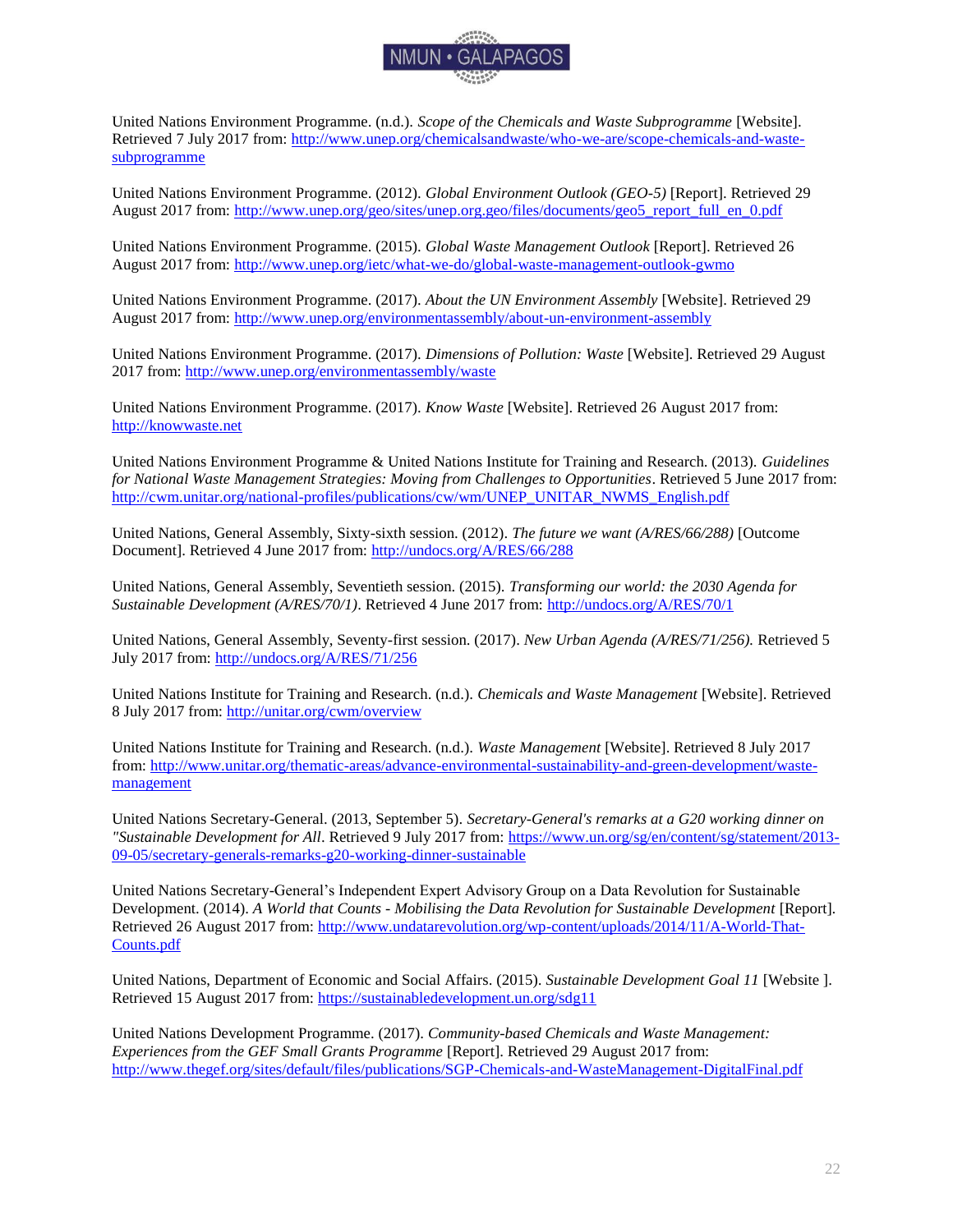United Nations Environment Programme. (n.d.). *Scope of the Chemicals and Waste Subprogramme* [Website]. Retrieved 7 July 2017 from: http://www.unep.org/chemicalsandwaste/who-we-are/scope-chemicals-and-waste-subprogramme

United Nations Environment Programme. (2012). *Global Environment Outlook (GEO-5)* [Report]. Retrieved 29 August 2017 from: http://www.unep.org/geo/sites/unep.org.geo/files/documents/geo5_report_full_en_0.pdf

United Nations Environment Programme. (2015). *Global Waste Management Outlook* [Report]. Retrieved 26 August 2017 from: http://www.unep.org/ietc/what-we-do/global-waste-management-outlook-gwmo

United Nations Environment Programme. (2017). *About the UN Environment Assembly* [Website]. Retrieved 29 August 2017 from: http://www.unep.org/environmentassembly/about-un-environment-assembly

United Nations Environment Programme. (2017). *Dimensions of Pollution: Waste* [Website]. Retrieved 29 August 2017 from: http://www.unep.org/environmentassembly/waste

United Nations Environment Programme. (2017). *Know Waste* [Website]. Retrieved 26 August 2017 from: http://knowwaste.net

United Nations Environment Programme & United Nations Institute for Training and Research. (2013). *Guidelines for National Waste Management Strategies: Moving from Challenges to Opportunities*. Retrieved 5 June 2017 from: http://cwm.unitar.org/national-profiles/publications/cw/wm/UNEP_UNITAR_NWMS_English.pdf

United Nations, General Assembly, Sixty-sixth session. (2012). *The future we want (A/RES/66/288)* [Outcome Document]. Retrieved 4 June 2017 from: http://undocs.org/A/RES/66/288

United Nations, General Assembly, Seventieth session. (2015). *Transforming our world: the 2030 Agenda for Sustainable Development (A/RES/70/1)*. Retrieved 4 June 2017 from: http://undocs.org/A/RES/70/1

United Nations, General Assembly, Seventy-first session. (2017). *New Urban Agenda (A/RES/71/256).* Retrieved 5 July 2017 from: http://undocs.org/A/RES/71/256

United Nations Institute for Training and Research. (n.d.). *Chemicals and Waste Management* [Website]. Retrieved 8 July 2017 from: http://unitar.org/cwm/overview

United Nations Institute for Training and Research. (n.d.). *Waste Management* [Website]. Retrieved 8 July 2017 from: http://www.unitar.org/thematic-areas/advance-environmental-sustainability-and-green-development/waste-management

United Nations Secretary-General. (2013, September 5). *Secretary-General's remarks at a G20 working dinner on "Sustainable Development for All*. Retrieved 9 July 2017 from: https://www.un.org/sg/en/content/sg/statement/2013-09-05/secretary-generals-remarks-g20-working-dinner-sustainable

United Nations Secretary-General's Independent Expert Advisory Group on a Data Revolution for Sustainable Development. (2014). *A World that Counts - Mobilising the Data Revolution for Sustainable Development* [Report]. Retrieved 26 August 2017 from: http://www.undatarevolution.org/wp-content/uploads/2014/11/A-World-That-Counts.pdf

United Nations, Department of Economic and Social Affairs. (2015). *Sustainable Development Goal 11* [Website ]. Retrieved 15 August 2017 from: https://sustainabledevelopment.un.org/sdg11

United Nations Development Programme. (2017). *Community-based Chemicals and Waste Management: Experiences from the GEF Small Grants Programme* [Report]. Retrieved 29 August 2017 from: http://www.thegef.org/sites/default/files/publications/SGP-Chemicals-and-WasteManagement-DigitalFinal.pdf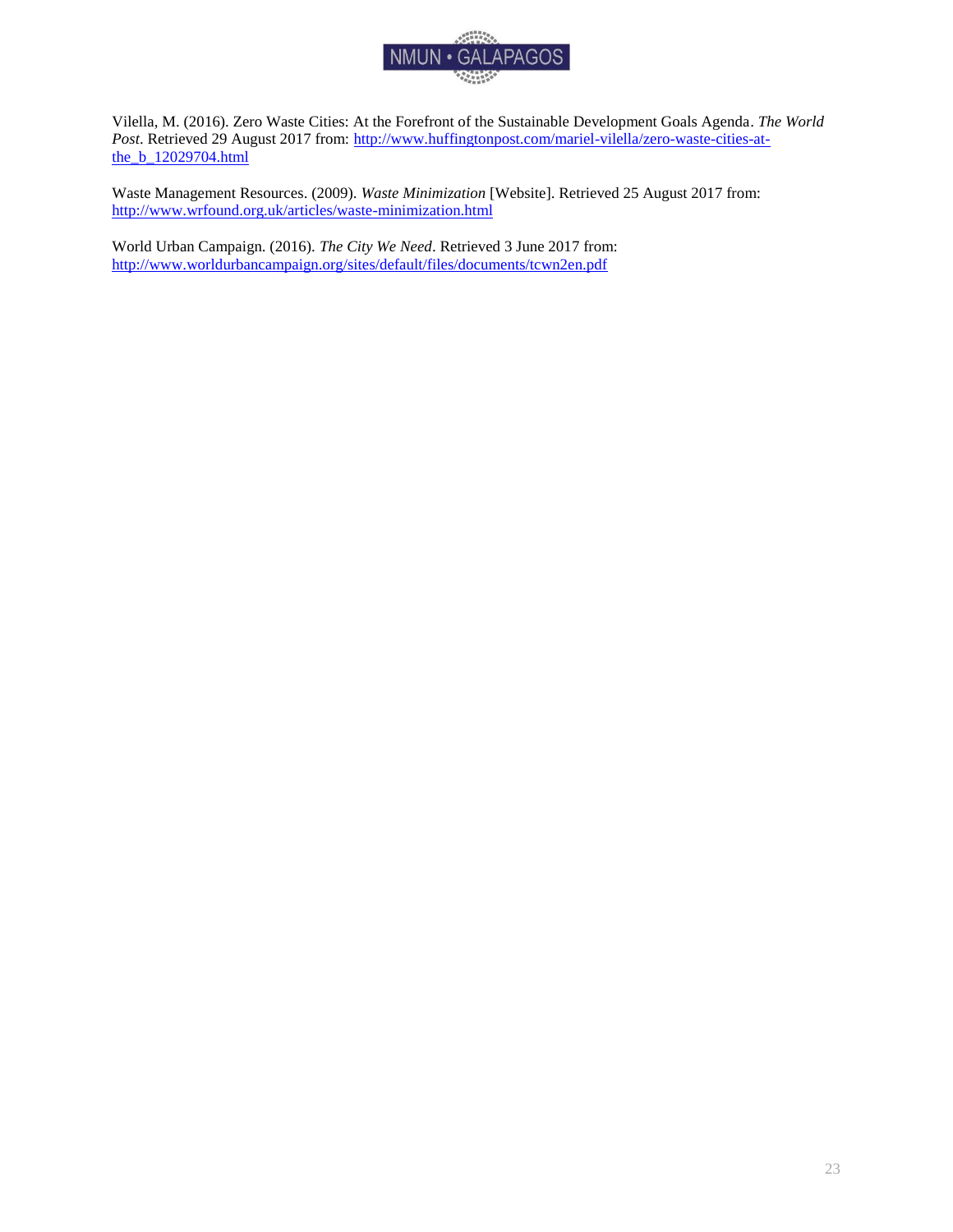Vilella, M. (2016). Zero Waste Cities: At the Forefront of the Sustainable Development Goals Agenda. *The World Post*. Retrieved 29 August 2017 from: http://www.huffingtonpost.com/mariel-vilella/zero-waste-cities-at-the_b_12029704.html

Waste Management Resources. (2009). *Waste Minimization* [Website]. Retrieved 25 August 2017 from: http://www.wrfound.org.uk/articles/waste-minimization.html

World Urban Campaign. (2016). *The City We Need*. Retrieved 3 June 2017 from: http://www.worldurbancampaign.org/sites/default/files/documents/tcwn2en.pdf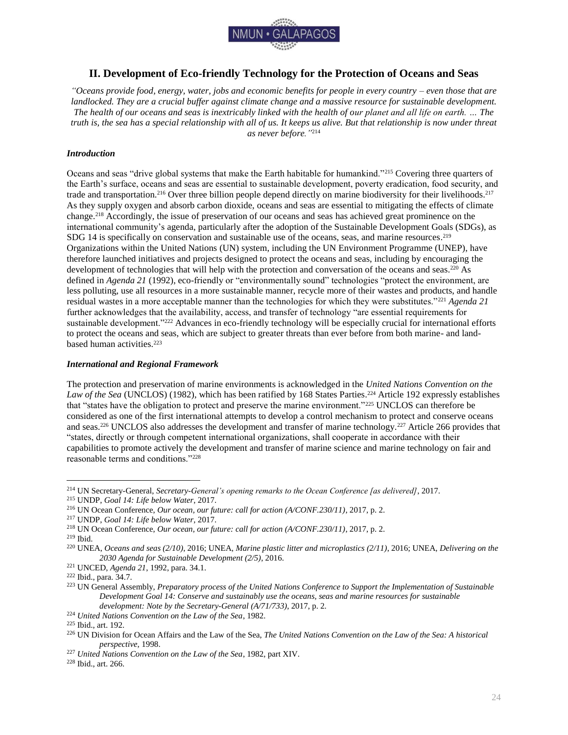## II. Development of Eco-friendly Technology for the Protection of Oceans and Seas

*"Oceans provide food, energy, water, jobs and economic benefits for people in every country – even those that are landlocked. They are a crucial buffer against climate change and a massive resource for sustainable development. The health of our oceans and seas is inextricably linked with the health of our planet and all life on earth. … The truth is, the sea has a special relationship with all of us. It keeps us alive. But that relationship is now under threat as never before."*[214]

### *Introduction*

Oceans and seas "drive global systems that make the Earth habitable for humankind."[215] Covering three quarters of the Earth's surface, oceans and seas are essential to sustainable development, poverty eradication, food security, and trade and transportation.[216] Over three billion people depend directly on marine biodiversity for their livelihoods.[217] As they supply oxygen and absorb carbon dioxide, oceans and seas are essential to mitigating the effects of climate change.[218] Accordingly, the issue of preservation of our oceans and seas has achieved great prominence on the international community's agenda, particularly after the adoption of the Sustainable Development Goals (SDGs), as SDG 14 is specifically on conservation and sustainable use of the oceans, seas, and marine resources.[219] Organizations within the United Nations (UN) system, including the UN Environment Programme (UNEP), have therefore launched initiatives and projects designed to protect the oceans and seas, including by encouraging the development of technologies that will help with the protection and conversation of the oceans and seas.[220] As defined in *Agenda 21* (1992), eco-friendly or "environmentally sound" technologies "protect the environment, are less polluting, use all resources in a more sustainable manner, recycle more of their wastes and products, and handle residual wastes in a more acceptable manner than the technologies for which they were substitutes."[221] *Agenda 21* further acknowledges that the availability, access, and transfer of technology "are essential requirements for sustainable development."[222] Advances in eco-friendly technology will be especially crucial for international efforts to protect the oceans and seas, which are subject to greater threats than ever before from both marine- and land-based human activities.[223]

### *International and Regional Framework*

The protection and preservation of marine environments is acknowledged in the *United Nations Convention on the Law of the Sea* (UNCLOS) (1982), which has been ratified by 168 States Parties.[224] Article 192 expressly establishes that "states have the obligation to protect and preserve the marine environment."[225] UNCLOS can therefore be considered as one of the first international attempts to develop a control mechanism to protect and conserve oceans and seas.[226] UNCLOS also addresses the development and transfer of marine technology.[227] Article 266 provides that "states, directly or through competent international organizations, shall cooperate in accordance with their capabilities to promote actively the development and transfer of marine science and marine technology on fair and reasonable terms and conditions."[228]

---

[214] UN Secretary-General, *Secretary-General's opening remarks to the Ocean Conference [as delivered]*, 2017.
[215] UNDP, *Goal 14: Life below Water*, 2017.
[216] UN Ocean Conference, *Our ocean, our future: call for action (A/CONF.230/11)*, 2017, p. 2.
[217] UNDP, *Goal 14: Life below Water*, 2017.
[218] UN Ocean Conference, *Our ocean, our future: call for action (A/CONF.230/11)*, 2017, p. 2.
[219] Ibid.
[220] UNEA, *Oceans and seas (2/10)*, 2016; UNEA, *Marine plastic litter and microplastics (2/11)*, 2016; UNEA, *Delivering on the 2030 Agenda for Sustainable Development (2/5)*, 2016.
[221] UNCED, *Agenda 21*, 1992, para. 34.1.
[222] Ibid., para. 34.7.
[223] UN General Assembly, *Preparatory process of the United Nations Conference to Support the Implementation of Sustainable Development Goal 14: Conserve and sustainably use the oceans, seas and marine resources for sustainable development: Note by the Secretary-General (A/71/733)*, 2017, p. 2.
[224] *United Nations Convention on the Law of the Sea*, 1982.
[225] Ibid., art. 192.
[226] UN Division for Ocean Affairs and the Law of the Sea, *The United Nations Convention on the Law of the Sea: A historical perspective*, 1998.
[227] *United Nations Convention on the Law of the Sea*, 1982, part XIV.
[228] Ibid., art. 266.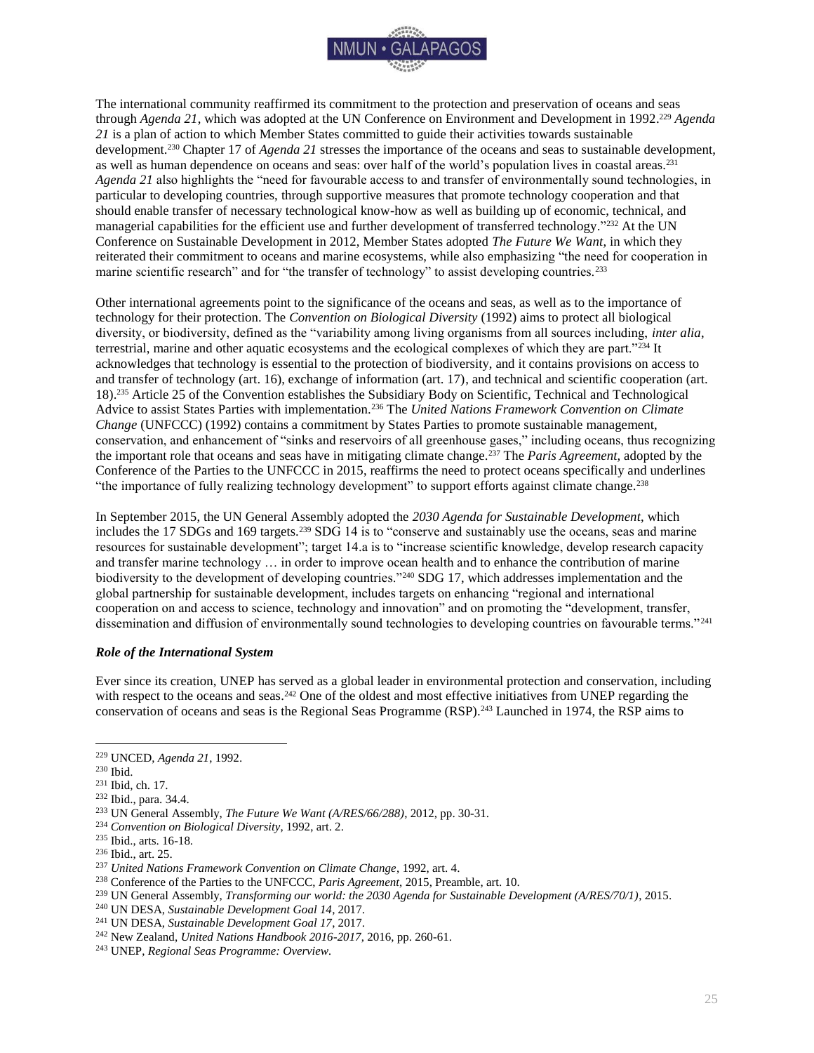The international community reaffirmed its commitment to the protection and preservation of oceans and seas through *Agenda 21*, which was adopted at the UN Conference on Environment and Development in 1992.[229] *Agenda 21* is a plan of action to which Member States committed to guide their activities towards sustainable development.[230] Chapter 17 of *Agenda 21* stresses the importance of the oceans and seas to sustainable development, as well as human dependence on oceans and seas: over half of the world's population lives in coastal areas.[231] *Agenda 21* also highlights the "need for favourable access to and transfer of environmentally sound technologies, in particular to developing countries, through supportive measures that promote technology cooperation and that should enable transfer of necessary technological know-how as well as building up of economic, technical, and managerial capabilities for the efficient use and further development of transferred technology."[232] At the UN Conference on Sustainable Development in 2012, Member States adopted *The Future We Want*, in which they reiterated their commitment to oceans and marine ecosystems, while also emphasizing "the need for cooperation in marine scientific research" and for "the transfer of technology" to assist developing countries.[233]

Other international agreements point to the significance of the oceans and seas, as well as to the importance of technology for their protection. The *Convention on Biological Diversity* (1992) aims to protect all biological diversity, or biodiversity, defined as the "variability among living organisms from all sources including, *inter alia*, terrestrial, marine and other aquatic ecosystems and the ecological complexes of which they are part."[234] It acknowledges that technology is essential to the protection of biodiversity, and it contains provisions on access to and transfer of technology (art. 16), exchange of information (art. 17), and technical and scientific cooperation (art. 18).[235] Article 25 of the Convention establishes the Subsidiary Body on Scientific, Technical and Technological Advice to assist States Parties with implementation.[236] The *United Nations Framework Convention on Climate Change* (UNFCCC) (1992) contains a commitment by States Parties to promote sustainable management, conservation, and enhancement of "sinks and reservoirs of all greenhouse gases," including oceans, thus recognizing the important role that oceans and seas have in mitigating climate change.[237] The *Paris Agreement*, adopted by the Conference of the Parties to the UNFCCC in 2015, reaffirms the need to protect oceans specifically and underlines "the importance of fully realizing technology development" to support efforts against climate change.[238]

In September 2015, the UN General Assembly adopted the *2030 Agenda for Sustainable Development*, which includes the 17 SDGs and 169 targets.[239] SDG 14 is to "conserve and sustainably use the oceans, seas and marine resources for sustainable development"; target 14.a is to "increase scientific knowledge, develop research capacity and transfer marine technology … in order to improve ocean health and to enhance the contribution of marine biodiversity to the development of developing countries."[240] SDG 17, which addresses implementation and the global partnership for sustainable development, includes targets on enhancing "regional and international cooperation on and access to science, technology and innovation" and on promoting the "development, transfer, dissemination and diffusion of environmentally sound technologies to developing countries on favourable terms."[241]

### *Role of the International System*

Ever since its creation, UNEP has served as a global leader in environmental protection and conservation, including with respect to the oceans and seas.[242] One of the oldest and most effective initiatives from UNEP regarding the conservation of oceans and seas is the Regional Seas Programme (RSP).[243] Launched in 1974, the RSP aims to

---

[229] UNCED, *Agenda 21*, 1992.
[230] Ibid.
[231] Ibid, ch. 17.
[232] Ibid., para. 34.4.
[233] UN General Assembly, *The Future We Want (A/RES/66/288)*, 2012, pp. 30-31.
[234] *Convention on Biological Diversity*, 1992, art. 2.
[235] Ibid., arts. 16-18.
[236] Ibid., art. 25.
[237] *United Nations Framework Convention on Climate Change*, 1992, art. 4.
[238] Conference of the Parties to the UNFCCC, *Paris Agreement*, 2015, Preamble, art. 10.
[239] UN General Assembly, *Transforming our world: the 2030 Agenda for Sustainable Development (A/RES/70/1)*, 2015.
[240] UN DESA, *Sustainable Development Goal 14*, 2017.
[241] UN DESA, *Sustainable Development Goal 17*, 2017.
[242] New Zealand, *United Nations Handbook 2016-2017*, 2016, pp. 260-61.
[243] UNEP, *Regional Seas Programme: Overview*.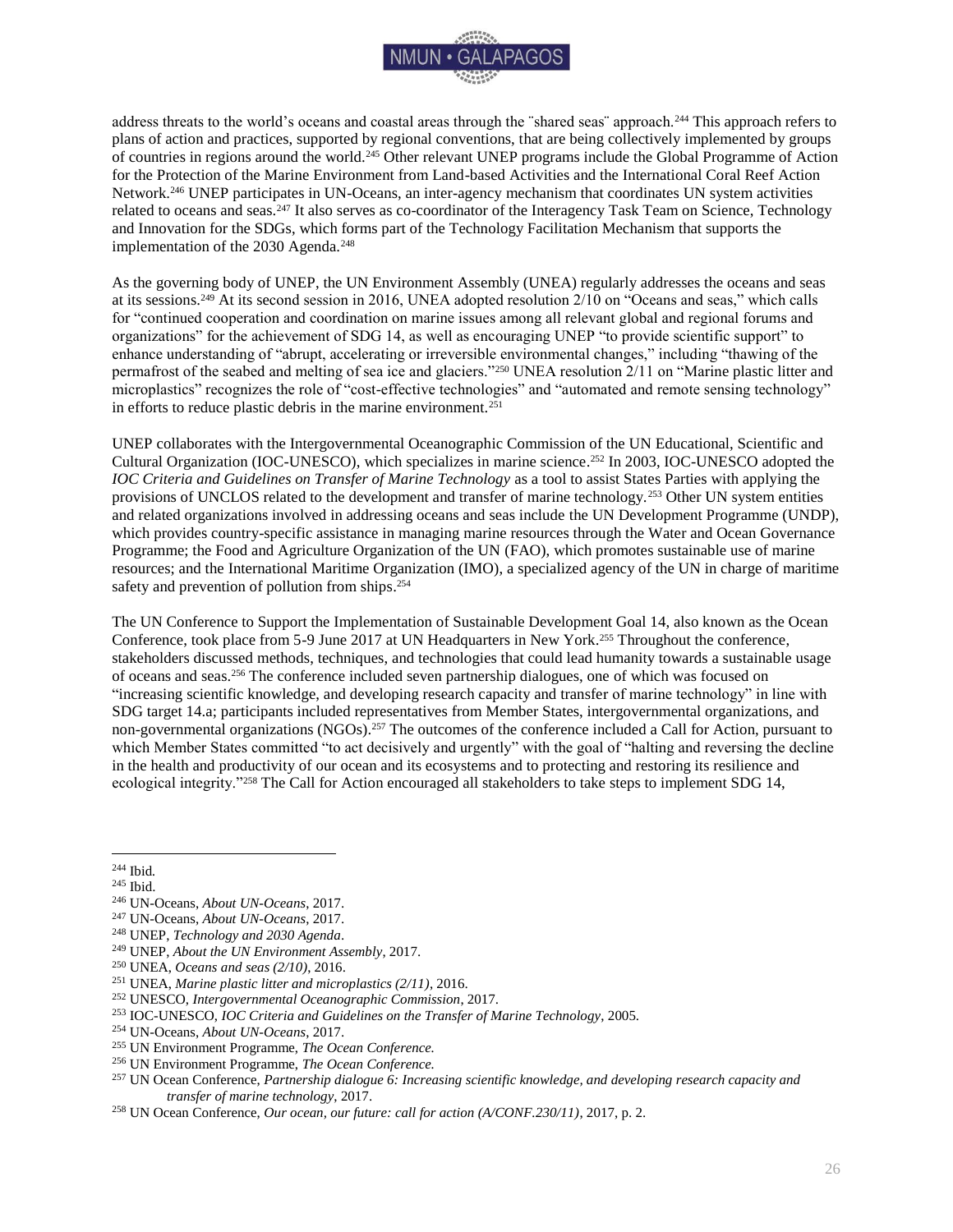address threats to the world's oceans and coastal areas through the ¨shared seas¨ approach.[244] This approach refers to plans of action and practices, supported by regional conventions, that are being collectively implemented by groups of countries in regions around the world.[245] Other relevant UNEP programs include the Global Programme of Action for the Protection of the Marine Environment from Land-based Activities and the International Coral Reef Action Network.[246] UNEP participates in UN-Oceans, an inter-agency mechanism that coordinates UN system activities related to oceans and seas.[247] It also serves as co-coordinator of the Interagency Task Team on Science, Technology and Innovation for the SDGs, which forms part of the Technology Facilitation Mechanism that supports the implementation of the 2030 Agenda.[248]

As the governing body of UNEP, the UN Environment Assembly (UNEA) regularly addresses the oceans and seas at its sessions.[249] At its second session in 2016, UNEA adopted resolution 2/10 on "Oceans and seas," which calls for "continued cooperation and coordination on marine issues among all relevant global and regional forums and organizations" for the achievement of SDG 14, as well as encouraging UNEP "to provide scientific support" to enhance understanding of "abrupt, accelerating or irreversible environmental changes," including "thawing of the permafrost of the seabed and melting of sea ice and glaciers."[250] UNEA resolution 2/11 on "Marine plastic litter and microplastics" recognizes the role of "cost-effective technologies" and "automated and remote sensing technology" in efforts to reduce plastic debris in the marine environment.[251]

UNEP collaborates with the Intergovernmental Oceanographic Commission of the UN Educational, Scientific and Cultural Organization (IOC-UNESCO), which specializes in marine science.[252] In 2003, IOC-UNESCO adopted the *IOC Criteria and Guidelines on Transfer of Marine Technology* as a tool to assist States Parties with applying the provisions of UNCLOS related to the development and transfer of marine technology.[253] Other UN system entities and related organizations involved in addressing oceans and seas include the UN Development Programme (UNDP), which provides country-specific assistance in managing marine resources through the Water and Ocean Governance Programme; the Food and Agriculture Organization of the UN (FAO), which promotes sustainable use of marine resources; and the International Maritime Organization (IMO), a specialized agency of the UN in charge of maritime safety and prevention of pollution from ships.[254]

The UN Conference to Support the Implementation of Sustainable Development Goal 14, also known as the Ocean Conference, took place from 5-9 June 2017 at UN Headquarters in New York.[255] Throughout the conference, stakeholders discussed methods, techniques, and technologies that could lead humanity towards a sustainable usage of oceans and seas.[256] The conference included seven partnership dialogues, one of which was focused on "increasing scientific knowledge, and developing research capacity and transfer of marine technology" in line with SDG target 14.a; participants included representatives from Member States, intergovernmental organizations, and non-governmental organizations (NGOs).[257] The outcomes of the conference included a Call for Action, pursuant to which Member States committed "to act decisively and urgently" with the goal of "halting and reversing the decline in the health and productivity of our ocean and its ecosystems and to protecting and restoring its resilience and ecological integrity."[258] The Call for Action encouraged all stakeholders to take steps to implement SDG 14,

---

[244] Ibid.
[245] Ibid.
[246] UN-Oceans, *About UN-Oceans*, 2017.
[247] UN-Oceans, *About UN-Oceans*, 2017.
[248] UNEP, *Technology and 2030 Agenda*.
[249] UNEP, *About the UN Environment Assembly*, 2017.
[250] UNEA, *Oceans and seas (2/10)*, 2016.
[251] UNEA, *Marine plastic litter and microplastics (2/11)*, 2016.
[252] UNESCO, *Intergovernmental Oceanographic Commission*, 2017.
[253] IOC-UNESCO, *IOC Criteria and Guidelines on the Transfer of Marine Technology*, 2005.
[254] UN-Oceans, *About UN-Oceans*, 2017.
[255] UN Environment Programme, *The Ocean Conference.*
[256] UN Environment Programme, *The Ocean Conference.*
[257] UN Ocean Conference, *Partnership dialogue 6: Increasing scientific knowledge, and developing research capacity and transfer of marine technology*, 2017.
[258] UN Ocean Conference, *Our ocean, our future: call for action (A/CONF.230/11)*, 2017, p. 2.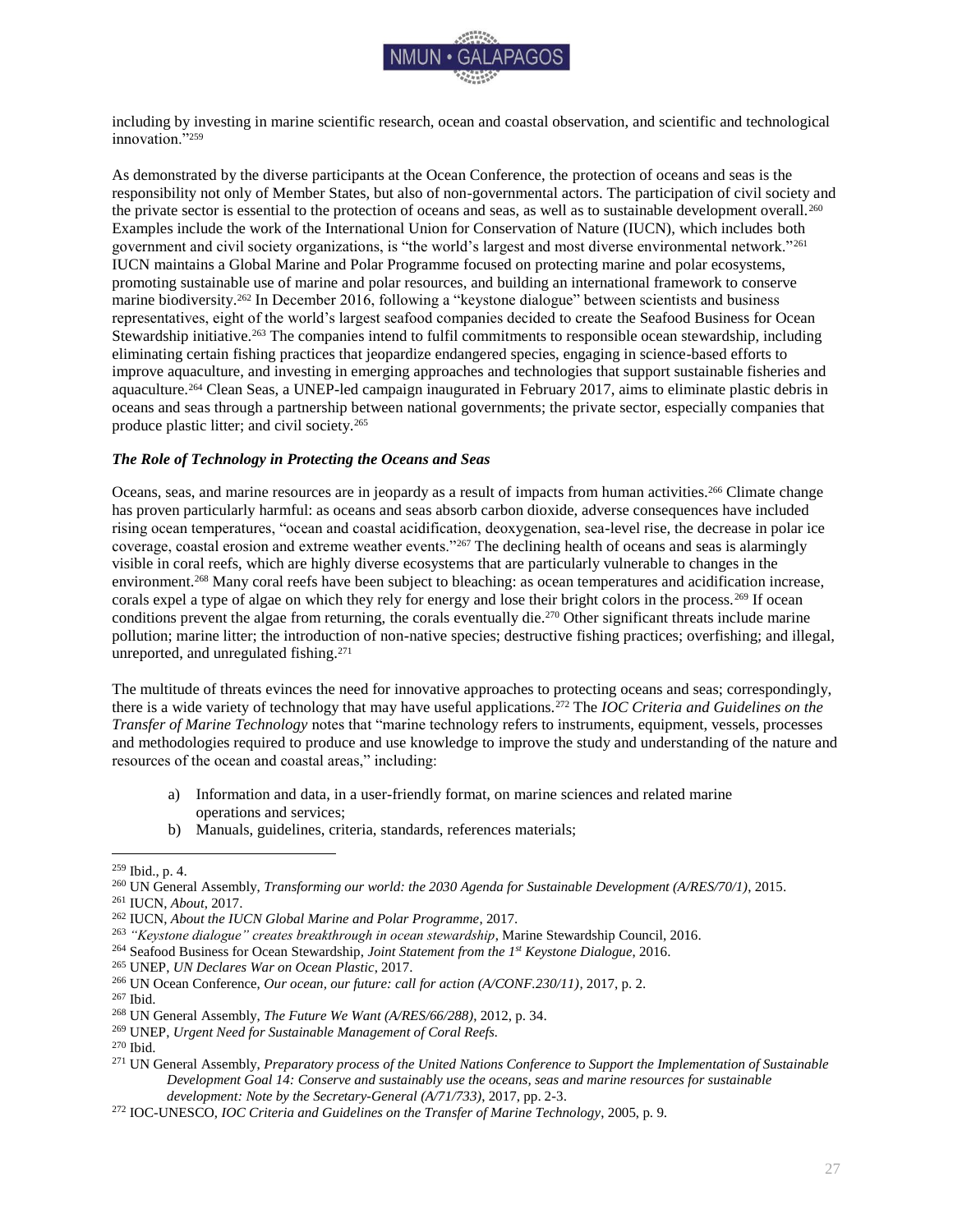including by investing in marine scientific research, ocean and coastal observation, and scientific and technological innovation."[259]

As demonstrated by the diverse participants at the Ocean Conference, the protection of oceans and seas is the responsibility not only of Member States, but also of non-governmental actors. The participation of civil society and the private sector is essential to the protection of oceans and seas, as well as to sustainable development overall.[260] Examples include the work of the International Union for Conservation of Nature (IUCN), which includes both government and civil society organizations, is "the world's largest and most diverse environmental network."[261] IUCN maintains a Global Marine and Polar Programme focused on protecting marine and polar ecosystems, promoting sustainable use of marine and polar resources, and building an international framework to conserve marine biodiversity.[262] In December 2016, following a "keystone dialogue" between scientists and business representatives, eight of the world's largest seafood companies decided to create the Seafood Business for Ocean Stewardship initiative.[263] The companies intend to fulfil commitments to responsible ocean stewardship, including eliminating certain fishing practices that jeopardize endangered species, engaging in science-based efforts to improve aquaculture, and investing in emerging approaches and technologies that support sustainable fisheries and aquaculture.[264] Clean Seas, a UNEP-led campaign inaugurated in February 2017, aims to eliminate plastic debris in oceans and seas through a partnership between national governments; the private sector, especially companies that produce plastic litter; and civil society.[265]

### *The Role of Technology in Protecting the Oceans and Seas*

Oceans, seas, and marine resources are in jeopardy as a result of impacts from human activities.[266] Climate change has proven particularly harmful: as oceans and seas absorb carbon dioxide, adverse consequences have included rising ocean temperatures, "ocean and coastal acidification, deoxygenation, sea-level rise, the decrease in polar ice coverage, coastal erosion and extreme weather events."[267] The declining health of oceans and seas is alarmingly visible in coral reefs, which are highly diverse ecosystems that are particularly vulnerable to changes in the environment.[268] Many coral reefs have been subject to bleaching: as ocean temperatures and acidification increase, corals expel a type of algae on which they rely for energy and lose their bright colors in the process.[269] If ocean conditions prevent the algae from returning, the corals eventually die.[270] Other significant threats include marine pollution; marine litter; the introduction of non-native species; destructive fishing practices; overfishing; and illegal, unreported, and unregulated fishing.[271]

The multitude of threats evinces the need for innovative approaches to protecting oceans and seas; correspondingly, there is a wide variety of technology that may have useful applications.[272] The *IOC Criteria and Guidelines on the Transfer of Marine Technology* notes that "marine technology refers to instruments, equipment, vessels, processes and methodologies required to produce and use knowledge to improve the study and understanding of the nature and resources of the ocean and coastal areas," including:

a) Information and data, in a user-friendly format, on marine sciences and related marine operations and services;
b) Manuals, guidelines, criteria, standards, references materials;

---

[259] Ibid., p. 4.
[260] UN General Assembly, *Transforming our world: the 2030 Agenda for Sustainable Development (A/RES/70/1)*, 2015.
[261] IUCN, *About*, 2017.
[262] IUCN, *About the IUCN Global Marine and Polar Programme*, 2017.
[263] *"Keystone dialogue" creates breakthrough in ocean stewardship*, Marine Stewardship Council, 2016.
[264] Seafood Business for Ocean Stewardship, *Joint Statement from the 1st Keystone Dialogue*, 2016.
[265] UNEP, *UN Declares War on Ocean Plastic*, 2017.
[266] UN Ocean Conference, *Our ocean, our future: call for action (A/CONF.230/11)*, 2017, p. 2.
[267] Ibid.
[268] UN General Assembly, *The Future We Want (A/RES/66/288)*, 2012, p. 34.
[269] UNEP, *Urgent Need for Sustainable Management of Coral Reefs.*
[270] Ibid.
[271] UN General Assembly, *Preparatory process of the United Nations Conference to Support the Implementation of Sustainable Development Goal 14: Conserve and sustainably use the oceans, seas and marine resources for sustainable development: Note by the Secretary-General (A/71/733)*, 2017, pp. 2-3.
[272] IOC-UNESCO, *IOC Criteria and Guidelines on the Transfer of Marine Technology*, 2005, p. 9.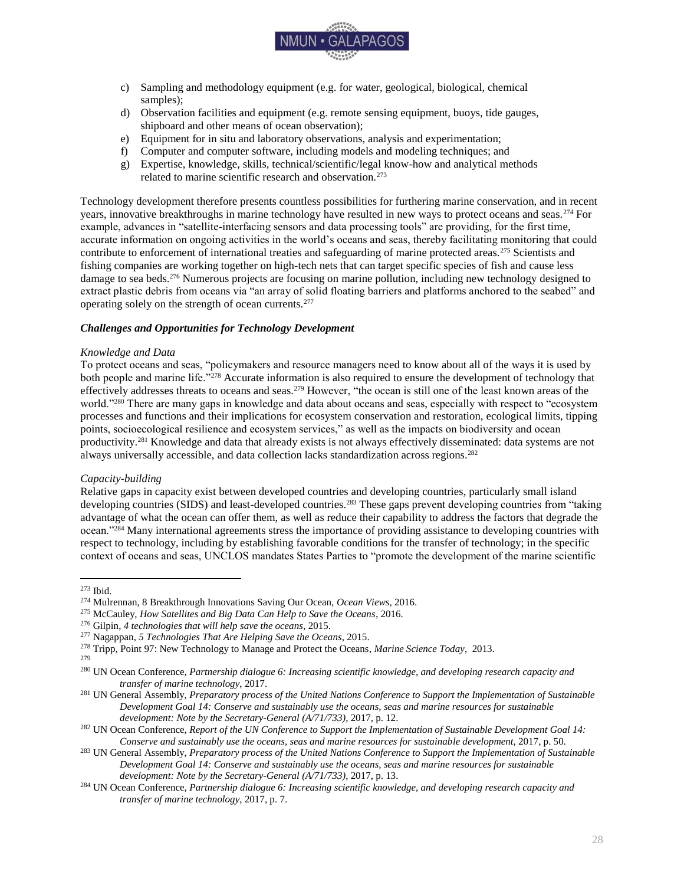c) Sampling and methodology equipment (e.g. for water, geological, biological, chemical samples);
d) Observation facilities and equipment (e.g. remote sensing equipment, buoys, tide gauges, shipboard and other means of ocean observation);
e) Equipment for in situ and laboratory observations, analysis and experimentation;
f) Computer and computer software, including models and modeling techniques; and
g) Expertise, knowledge, skills, technical/scientific/legal know-how and analytical methods related to marine scientific research and observation.[273]

Technology development therefore presents countless possibilities for furthering marine conservation, and in recent years, innovative breakthroughs in marine technology have resulted in new ways to protect oceans and seas.[274] For example, advances in "satellite-interfacing sensors and data processing tools" are providing, for the first time, accurate information on ongoing activities in the world's oceans and seas, thereby facilitating monitoring that could contribute to enforcement of international treaties and safeguarding of marine protected areas.[275] Scientists and fishing companies are working together on high-tech nets that can target specific species of fish and cause less damage to sea beds.[276] Numerous projects are focusing on marine pollution, including new technology designed to extract plastic debris from oceans via "an array of solid floating barriers and platforms anchored to the seabed" and operating solely on the strength of ocean currents.[277]

### *Challenges and Opportunities for Technology Development*

#### *Knowledge and Data*

To protect oceans and seas, "policymakers and resource managers need to know about all of the ways it is used by both people and marine life."[278] Accurate information is also required to ensure the development of technology that effectively addresses threats to oceans and seas.[279] However, "the ocean is still one of the least known areas of the world."[280] There are many gaps in knowledge and data about oceans and seas, especially with respect to "ecosystem processes and functions and their implications for ecosystem conservation and restoration, ecological limits, tipping points, socioecological resilience and ecosystem services," as well as the impacts on biodiversity and ocean productivity.[281] Knowledge and data that already exists is not always effectively disseminated: data systems are not always universally accessible, and data collection lacks standardization across regions.[282]

#### *Capacity-building*

Relative gaps in capacity exist between developed countries and developing countries, particularly small island developing countries (SIDS) and least-developed countries.[283] These gaps prevent developing countries from "taking advantage of what the ocean can offer them, as well as reduce their capability to address the factors that degrade the ocean."[284] Many international agreements stress the importance of providing assistance to developing countries with respect to technology, including by establishing favorable conditions for the transfer of technology; in the specific context of oceans and seas, UNCLOS mandates States Parties to "promote the development of the marine scientific

---

[273] Ibid.

[274] Mulrennan, 8 Breakthrough Innovations Saving Our Ocean, *Ocean Views*, 2016.

[275] McCauley, *How Satellites and Big Data Can Help to Save the Oceans*, 2016.

[276] Gilpin, *4 technologies that will help save the oceans*, 2015.

[277] Nagappan, *5 Technologies That Are Helping Save the Oceans*, 2015.

[278] Tripp, Point 97: New Technology to Manage and Protect the Oceans, *Marine Science Today*, 2013.

[279]

[280] UN Ocean Conference, *Partnership dialogue 6: Increasing scientific knowledge, and developing research capacity and transfer of marine technology*, 2017.

[281] UN General Assembly, *Preparatory process of the United Nations Conference to Support the Implementation of Sustainable Development Goal 14: Conserve and sustainably use the oceans, seas and marine resources for sustainable development: Note by the Secretary-General (A/71/733)*, 2017, p. 12.

[282] UN Ocean Conference, *Report of the UN Conference to Support the Implementation of Sustainable Development Goal 14: Conserve and sustainably use the oceans, seas and marine resources for sustainable development*, 2017, p. 50.

[283] UN General Assembly, *Preparatory process of the United Nations Conference to Support the Implementation of Sustainable Development Goal 14: Conserve and sustainably use the oceans, seas and marine resources for sustainable development: Note by the Secretary-General (A/71/733)*, 2017, p. 13.

[284] UN Ocean Conference, *Partnership dialogue 6: Increasing scientific knowledge, and developing research capacity and transfer of marine technology*, 2017, p. 7.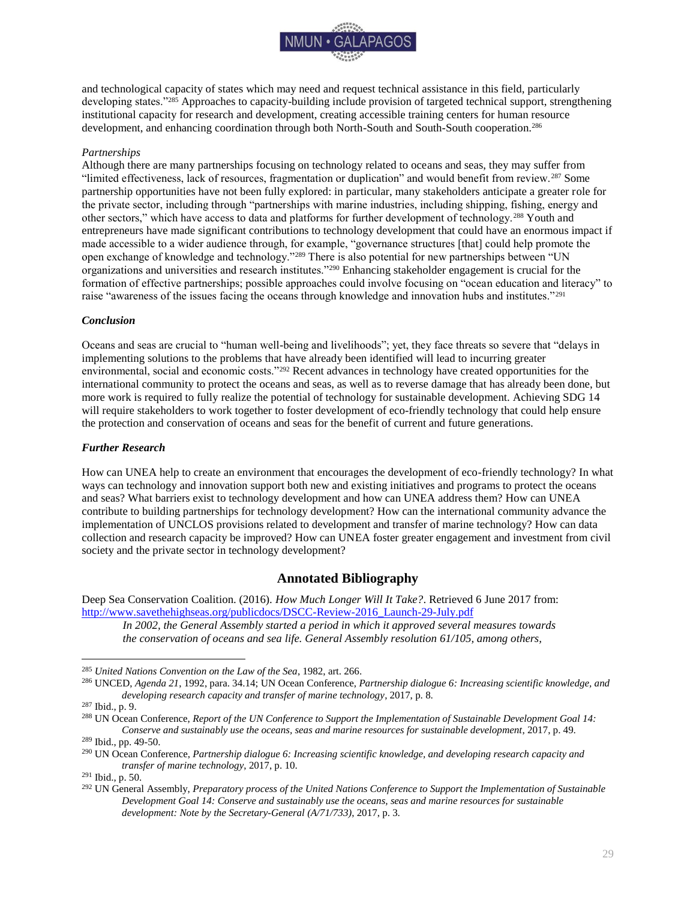and technological capacity of states which may need and request technical assistance in this field, particularly developing states."[285] Approaches to capacity-building include provision of targeted technical support, strengthening institutional capacity for research and development, creating accessible training centers for human resource development, and enhancing coordination through both North-South and South-South cooperation.[286]

*Partnerships*

Although there are many partnerships focusing on technology related to oceans and seas, they may suffer from "limited effectiveness, lack of resources, fragmentation or duplication" and would benefit from review.[287] Some partnership opportunities have not been fully explored: in particular, many stakeholders anticipate a greater role for the private sector, including through "partnerships with marine industries, including shipping, fishing, energy and other sectors," which have access to data and platforms for further development of technology.[288] Youth and entrepreneurs have made significant contributions to technology development that could have an enormous impact if made accessible to a wider audience through, for example, "governance structures [that] could help promote the open exchange of knowledge and technology."[289] There is also potential for new partnerships between "UN organizations and universities and research institutes."[290] Enhancing stakeholder engagement is crucial for the formation of effective partnerships; possible approaches could involve focusing on "ocean education and literacy" to raise "awareness of the issues facing the oceans through knowledge and innovation hubs and institutes."[291]

### *Conclusion*

Oceans and seas are crucial to "human well-being and livelihoods"; yet, they face threats so severe that "delays in implementing solutions to the problems that have already been identified will lead to incurring greater environmental, social and economic costs."[292] Recent advances in technology have created opportunities for the international community to protect the oceans and seas, as well as to reverse damage that has already been done, but more work is required to fully realize the potential of technology for sustainable development. Achieving SDG 14 will require stakeholders to work together to foster development of eco-friendly technology that could help ensure the protection and conservation of oceans and seas for the benefit of current and future generations.

### *Further Research*

How can UNEA help to create an environment that encourages the development of eco-friendly technology? In what ways can technology and innovation support both new and existing initiatives and programs to protect the oceans and seas? What barriers exist to technology development and how can UNEA address them? How can UNEA contribute to building partnerships for technology development? How can the international community advance the implementation of UNCLOS provisions related to development and transfer of marine technology? How can data collection and research capacity be improved? How can UNEA foster greater engagement and investment from civil society and the private sector in technology development?

## Annotated Bibliography

Deep Sea Conservation Coalition. (2016). *How Much Longer Will It Take?*. Retrieved 6 June 2017 from: http://www.savethehighseas.org/publicdocs/DSCC-Review-2016_Launch-29-July.pdf

> *In 2002, the General Assembly started a period in which it approved several measures towards the conservation of oceans and sea life. General Assembly resolution 61/105, among others,*

---

[285] *United Nations Convention on the Law of the Sea*, 1982, art. 266.

[286] UNCED, *Agenda 21*, 1992, para. 34.14; UN Ocean Conference, *Partnership dialogue 6: Increasing scientific knowledge, and developing research capacity and transfer of marine technology*, 2017, p. 8.

[287] Ibid., p. 9.

[288] UN Ocean Conference, *Report of the UN Conference to Support the Implementation of Sustainable Development Goal 14: Conserve and sustainably use the oceans, seas and marine resources for sustainable development*, 2017, p. 49.

[289] Ibid., pp. 49-50.

[290] UN Ocean Conference, *Partnership dialogue 6: Increasing scientific knowledge, and developing research capacity and transfer of marine technology*, 2017, p. 10.

[291] Ibid., p. 50.

[292] UN General Assembly, *Preparatory process of the United Nations Conference to Support the Implementation of Sustainable Development Goal 14: Conserve and sustainably use the oceans, seas and marine resources for sustainable development: Note by the Secretary-General (A/71/733)*, 2017, p. 3.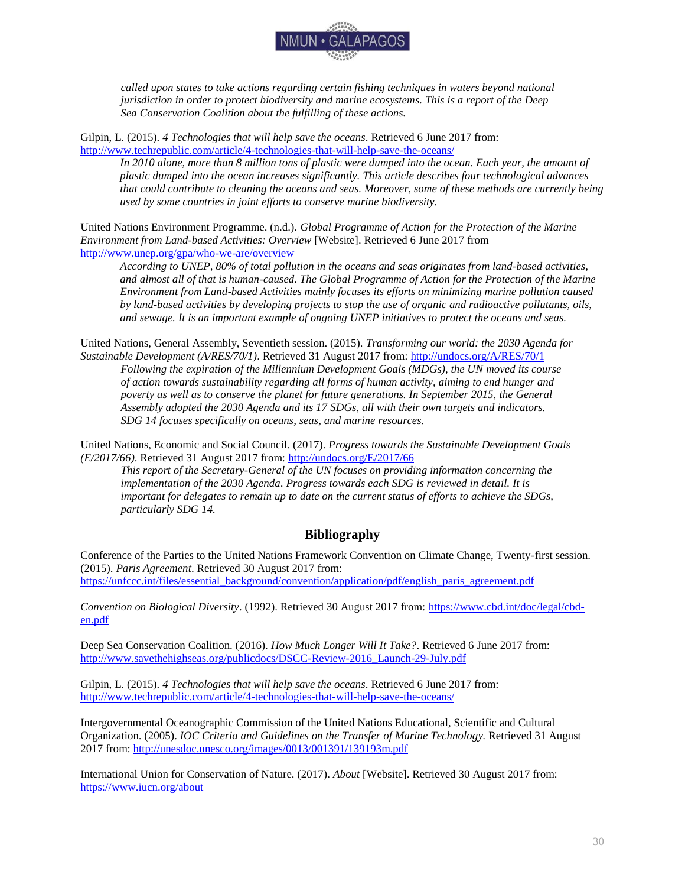*called upon states to take actions regarding certain fishing techniques in waters beyond national jurisdiction in order to protect biodiversity and marine ecosystems. This is a report of the Deep Sea Conservation Coalition about the fulfilling of these actions.*

Gilpin, L. (2015). *4 Technologies that will help save the oceans*. Retrieved 6 June 2017 from: http://www.techrepublic.com/article/4-technologies-that-will-help-save-the-oceans/

*In 2010 alone, more than 8 million tons of plastic were dumped into the ocean. Each year, the amount of plastic dumped into the ocean increases significantly. This article describes four technological advances that could contribute to cleaning the oceans and seas. Moreover, some of these methods are currently being used by some countries in joint efforts to conserve marine biodiversity.*

United Nations Environment Programme. (n.d.). *Global Programme of Action for the Protection of the Marine Environment from Land-based Activities: Overview* [Website]. Retrieved 6 June 2017 from http://www.unep.org/gpa/who-we-are/overview

*According to UNEP, 80% of total pollution in the oceans and seas originates from land-based activities, and almost all of that is human-caused. The Global Programme of Action for the Protection of the Marine Environment from Land-based Activities mainly focuses its efforts on minimizing marine pollution caused by land-based activities by developing projects to stop the use of organic and radioactive pollutants, oils, and sewage. It is an important example of ongoing UNEP initiatives to protect the oceans and seas.*

United Nations, General Assembly, Seventieth session. (2015). *Transforming our world: the 2030 Agenda for Sustainable Development (A/RES/70/1)*. Retrieved 31 August 2017 from: http://undocs.org/A/RES/70/1

*Following the expiration of the Millennium Development Goals (MDGs), the UN moved its course of action towards sustainability regarding all forms of human activity, aiming to end hunger and poverty as well as to conserve the planet for future generations. In September 2015, the General Assembly adopted the 2030 Agenda and its 17 SDGs, all with their own targets and indicators. SDG 14 focuses specifically on oceans, seas, and marine resources.*

United Nations, Economic and Social Council. (2017). *Progress towards the Sustainable Development Goals (E/2017/66)*. Retrieved 31 August 2017 from: http://undocs.org/E/2017/66

*This report of the Secretary-General of the UN focuses on providing information concerning the implementation of the 2030 Agenda. Progress towards each SDG is reviewed in detail. It is important for delegates to remain up to date on the current status of efforts to achieve the SDGs, particularly SDG 14.*

## Bibliography

Conference of the Parties to the United Nations Framework Convention on Climate Change, Twenty-first session. (2015). *Paris Agreement*. Retrieved 30 August 2017 from: https://unfccc.int/files/essential_background/convention/application/pdf/english_paris_agreement.pdf

*Convention on Biological Diversity*. (1992). Retrieved 30 August 2017 from: https://www.cbd.int/doc/legal/cbd-en.pdf

Deep Sea Conservation Coalition. (2016). *How Much Longer Will It Take?*. Retrieved 6 June 2017 from: http://www.savethehighseas.org/publicdocs/DSCC-Review-2016_Launch-29-July.pdf

Gilpin, L. (2015). *4 Technologies that will help save the oceans*. Retrieved 6 June 2017 from: http://www.techrepublic.com/article/4-technologies-that-will-help-save-the-oceans/

Intergovernmental Oceanographic Commission of the United Nations Educational, Scientific and Cultural Organization. (2005). *IOC Criteria and Guidelines on the Transfer of Marine Technology.* Retrieved 31 August 2017 from: http://unesdoc.unesco.org/images/0013/001391/139193m.pdf

International Union for Conservation of Nature. (2017). *About* [Website]. Retrieved 30 August 2017 from: https://www.iucn.org/about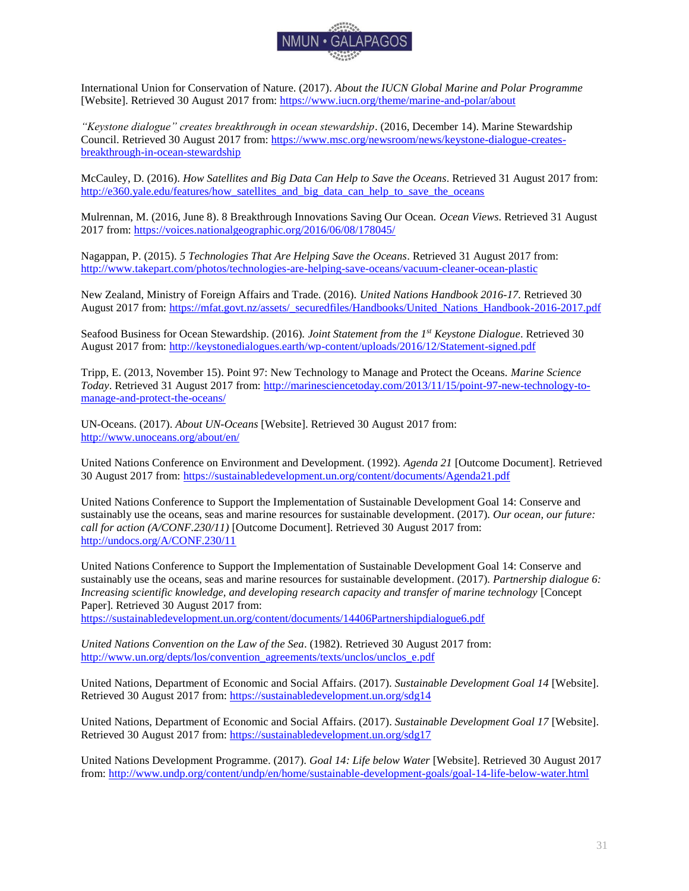International Union for Conservation of Nature. (2017). *About the IUCN Global Marine and Polar Programme* [Website]. Retrieved 30 August 2017 from: https://www.iucn.org/theme/marine-and-polar/about

*"Keystone dialogue" creates breakthrough in ocean stewardship*. (2016, December 14). Marine Stewardship Council. Retrieved 30 August 2017 from: https://www.msc.org/newsroom/news/keystone-dialogue-creates-breakthrough-in-ocean-stewardship

McCauley, D. (2016). *How Satellites and Big Data Can Help to Save the Oceans*. Retrieved 31 August 2017 from: http://e360.yale.edu/features/how_satellites_and_big_data_can_help_to_save_the_oceans

Mulrennan, M. (2016, June 8). 8 Breakthrough Innovations Saving Our Ocean. *Ocean Views*. Retrieved 31 August 2017 from: https://voices.nationalgeographic.org/2016/06/08/178045/

Nagappan, P. (2015). *5 Technologies That Are Helping Save the Oceans*. Retrieved 31 August 2017 from: http://www.takepart.com/photos/technologies-are-helping-save-oceans/vacuum-cleaner-ocean-plastic

New Zealand, Ministry of Foreign Affairs and Trade. (2016). *United Nations Handbook 2016-17.* Retrieved 30 August 2017 from: https://mfat.govt.nz/assets/_securedfiles/Handbooks/United_Nations_Handbook-2016-2017.pdf

Seafood Business for Ocean Stewardship. (2016). *Joint Statement from the 1st Keystone Dialogue*. Retrieved 30 August 2017 from: http://keystonedialogues.earth/wp-content/uploads/2016/12/Statement-signed.pdf

Tripp, E. (2013, November 15). Point 97: New Technology to Manage and Protect the Oceans. *Marine Science Today*. Retrieved 31 August 2017 from: http://marinesciencetoday.com/2013/11/15/point-97-new-technology-to-manage-and-protect-the-oceans/

UN-Oceans. (2017). *About UN-Oceans* [Website]. Retrieved 30 August 2017 from: http://www.unoceans.org/about/en/

United Nations Conference on Environment and Development. (1992). *Agenda 21* [Outcome Document]. Retrieved 30 August 2017 from: https://sustainabledevelopment.un.org/content/documents/Agenda21.pdf

United Nations Conference to Support the Implementation of Sustainable Development Goal 14: Conserve and sustainably use the oceans, seas and marine resources for sustainable development. (2017). *Our ocean, our future: call for action (A/CONF.230/11)* [Outcome Document]. Retrieved 30 August 2017 from: http://undocs.org/A/CONF.230/11

United Nations Conference to Support the Implementation of Sustainable Development Goal 14: Conserve and sustainably use the oceans, seas and marine resources for sustainable development. (2017). *Partnership dialogue 6: Increasing scientific knowledge, and developing research capacity and transfer of marine technology* [Concept Paper]. Retrieved 30 August 2017 from: https://sustainabledevelopment.un.org/content/documents/14406Partnershipdialogue6.pdf

*United Nations Convention on the Law of the Sea*. (1982). Retrieved 30 August 2017 from: http://www.un.org/depts/los/convention_agreements/texts/unclos/unclos_e.pdf

United Nations, Department of Economic and Social Affairs. (2017). *Sustainable Development Goal 14* [Website]. Retrieved 30 August 2017 from: https://sustainabledevelopment.un.org/sdg14

United Nations, Department of Economic and Social Affairs. (2017). *Sustainable Development Goal 17* [Website]. Retrieved 30 August 2017 from: https://sustainabledevelopment.un.org/sdg17

United Nations Development Programme. (2017). *Goal 14: Life below Water* [Website]. Retrieved 30 August 2017 from: http://www.undp.org/content/undp/en/home/sustainable-development-goals/goal-14-life-below-water.html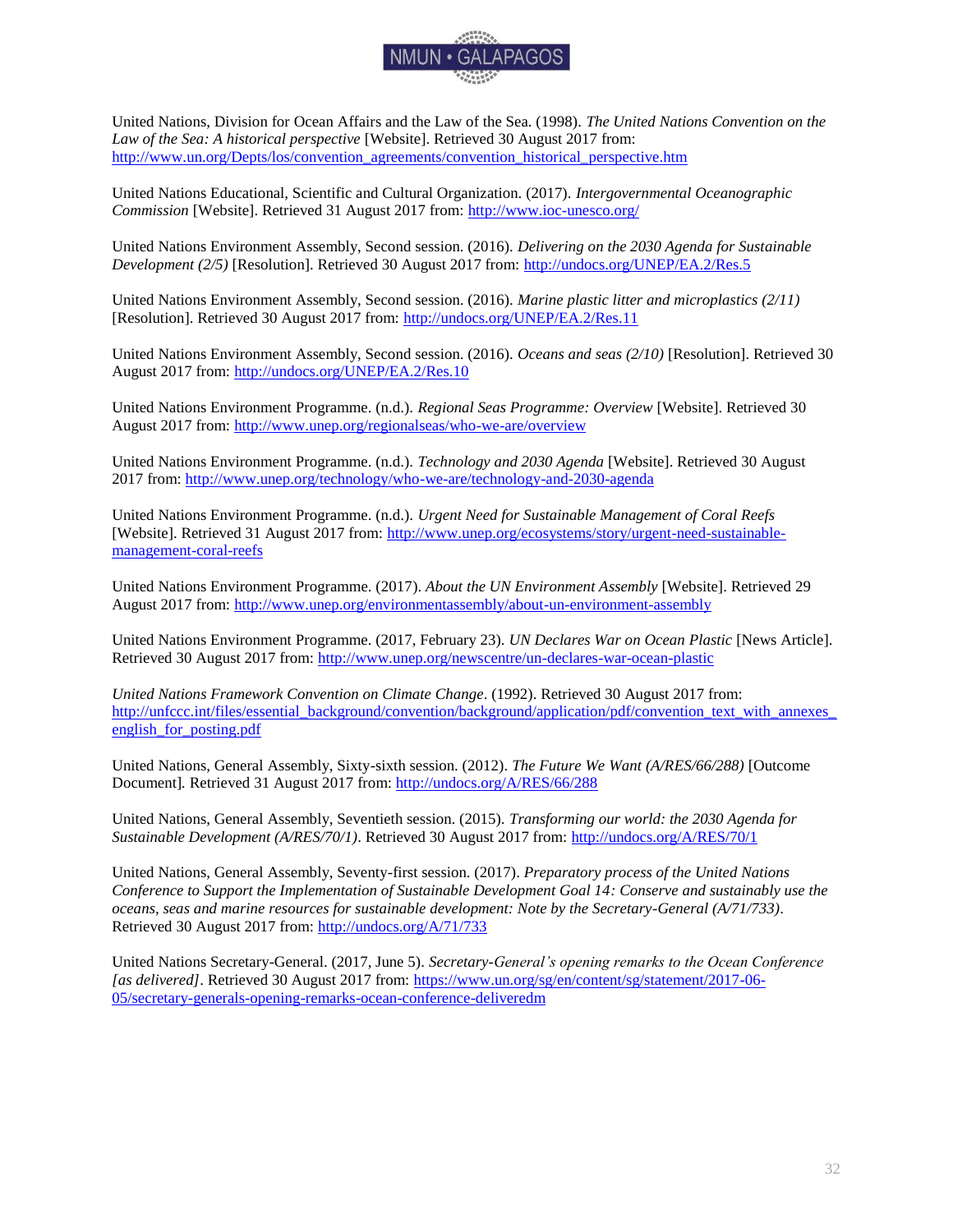United Nations, Division for Ocean Affairs and the Law of the Sea. (1998). *The United Nations Convention on the Law of the Sea: A historical perspective* [Website]. Retrieved 30 August 2017 from: http://www.un.org/Depts/los/convention_agreements/convention_historical_perspective.htm

United Nations Educational, Scientific and Cultural Organization. (2017). *Intergovernmental Oceanographic Commission* [Website]. Retrieved 31 August 2017 from: http://www.ioc-unesco.org/

United Nations Environment Assembly, Second session. (2016). *Delivering on the 2030 Agenda for Sustainable Development (2/5)* [Resolution]. Retrieved 30 August 2017 from: http://undocs.org/UNEP/EA.2/Res.5

United Nations Environment Assembly, Second session. (2016). *Marine plastic litter and microplastics (2/11)* [Resolution]. Retrieved 30 August 2017 from: http://undocs.org/UNEP/EA.2/Res.11

United Nations Environment Assembly, Second session. (2016). *Oceans and seas (2/10)* [Resolution]. Retrieved 30 August 2017 from: http://undocs.org/UNEP/EA.2/Res.10

United Nations Environment Programme. (n.d.). *Regional Seas Programme: Overview* [Website]. Retrieved 30 August 2017 from: http://www.unep.org/regionalseas/who-we-are/overview

United Nations Environment Programme. (n.d.). *Technology and 2030 Agenda* [Website]. Retrieved 30 August 2017 from: http://www.unep.org/technology/who-we-are/technology-and-2030-agenda

United Nations Environment Programme. (n.d.). *Urgent Need for Sustainable Management of Coral Reefs* [Website]. Retrieved 31 August 2017 from: http://www.unep.org/ecosystems/story/urgent-need-sustainable-management-coral-reefs

United Nations Environment Programme. (2017). *About the UN Environment Assembly* [Website]. Retrieved 29 August 2017 from: http://www.unep.org/environmentassembly/about-un-environment-assembly

United Nations Environment Programme. (2017, February 23). *UN Declares War on Ocean Plastic* [News Article]. Retrieved 30 August 2017 from: http://www.unep.org/newscentre/un-declares-war-ocean-plastic

*United Nations Framework Convention on Climate Change*. (1992). Retrieved 30 August 2017 from: http://unfccc.int/files/essential_background/convention/background/application/pdf/convention_text_with_annexes_english_for_posting.pdf

United Nations, General Assembly, Sixty-sixth session. (2012). *The Future We Want (A/RES/66/288)* [Outcome Document]. Retrieved 31 August 2017 from: http://undocs.org/A/RES/66/288

United Nations, General Assembly, Seventieth session. (2015). *Transforming our world: the 2030 Agenda for Sustainable Development (A/RES/70/1)*. Retrieved 30 August 2017 from: http://undocs.org/A/RES/70/1

United Nations, General Assembly, Seventy-first session. (2017). *Preparatory process of the United Nations Conference to Support the Implementation of Sustainable Development Goal 14: Conserve and sustainably use the oceans, seas and marine resources for sustainable development: Note by the Secretary-General (A/71/733)*. Retrieved 30 August 2017 from: http://undocs.org/A/71/733

United Nations Secretary-General. (2017, June 5). *Secretary-General's opening remarks to the Ocean Conference [as delivered]*. Retrieved 30 August 2017 from: https://www.un.org/sg/en/content/sg/statement/2017-06-05/secretary-generals-opening-remarks-ocean-conference-deliveredm